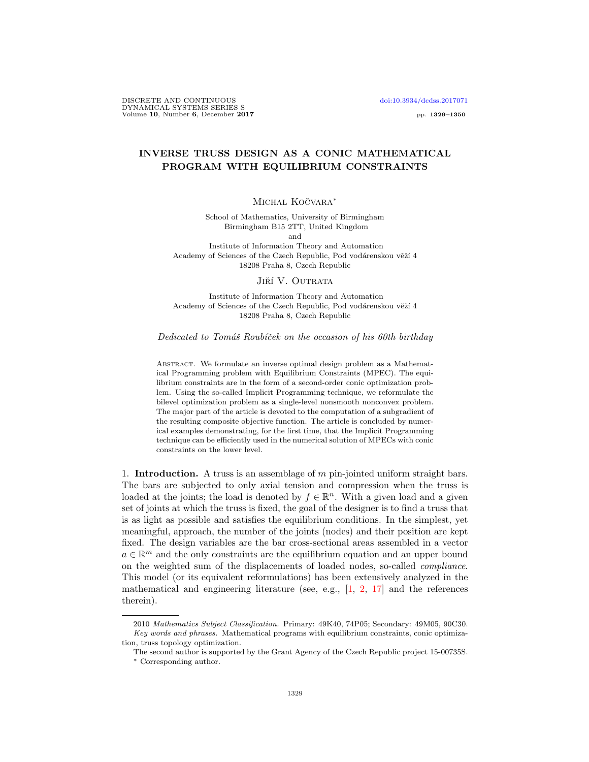# INVERSE TRUSS DESIGN AS A CONIC MATHEMATICAL PROGRAM WITH EQUILIBRIUM CONSTRAINTS

Michal Kočvara*

School of Mathematics, University of Birmingham
Birmingham B15 2TT, United Kingdom
and
Institute of Information Theory and Automation
Academy of Sciences of the Czech Republic, Pod vodárenskou věží 4
18208 Praha 8, Czech Republic

Jiří V. Outrata

Institute of Information Theory and Automation
Academy of Sciences of the Czech Republic, Pod vodárenskou věží 4
18208 Praha 8, Czech Republic

*Dedicated to Tomáš Roubíček on the occasion of his 60th birthday*

Abstract. We formulate an inverse optimal design problem as a Mathematical Programming problem with Equilibrium Constraints (MPEC). The equilibrium constraints are in the form of a second-order conic optimization problem. Using the so-called Implicit Programming technique, we reformulate the bilevel optimization problem as a single-level nonsmooth nonconvex problem. The major part of the article is devoted to the computation of a subgradient of the resulting composite objective function. The article is concluded by numerical examples demonstrating, for the first time, that the Implicit Programming technique can be efficiently used in the numerical solution of MPECs with conic constraints on the lower level.

1. **Introduction.** A truss is an assemblage of $m$ pin-jointed uniform straight bars. The bars are subjected to only axial tension and compression when the truss is loaded at the joints; the load is denoted by $f \in \mathbb{R}^n$. With a given load and a given set of joints at which the truss is fixed, the goal of the designer is to find a truss that is as light as possible and satisfies the equilibrium conditions. In the simplest, yet meaningful, approach, the number of the joints (nodes) and their position are kept fixed. The design variables are the bar cross-sectional areas assembled in a vector $a \in \mathbb{R}^m$ and the only constraints are the equilibrium equation and an upper bound on the weighted sum of the displacements of loaded nodes, so-called *compliance*. This model (or its equivalent reformulations) has been extensively analyzed in the mathematical and engineering literature (see, e.g., [1, 2, 17] and the references therein).

2010 *Mathematics Subject Classification.* Primary: 49K40, 74P05; Secondary: 49M05, 90C30.
*Key words and phrases.* Mathematical programs with equilibrium constraints, conic optimization, truss topology optimization.

The second author is supported by the Grant Agency of the Czech Republic project 15-00735S.
* Corresponding author.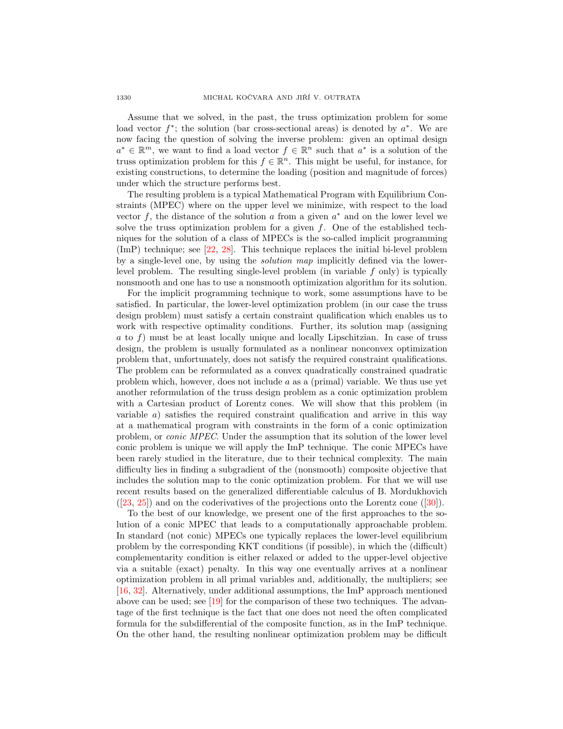Assume that we solved, in the past, the truss optimization problem for some load vector $f^*$; the solution (bar cross-sectional areas) is denoted by $a^*$. We are now facing the question of solving the inverse problem: given an optimal design $a^* \in \mathbb{R}^m$, we want to find a load vector $f \in \mathbb{R}^n$ such that $a^*$ is a solution of the truss optimization problem for this $f \in \mathbb{R}^n$. This might be useful, for instance, for existing constructions, to determine the loading (position and magnitude of forces) under which the structure performs best.

The resulting problem is a typical Mathematical Program with Equilibrium Constraints (MPEC) where on the upper level we minimize, with respect to the load vector $f$, the distance of the solution $a$ from a given $a^*$ and on the lower level we solve the truss optimization problem for a given $f$. One of the established techniques for the solution of a class of MPECs is the so-called implicit programming (ImP) technique; see [22, 28]. This technique replaces the initial bi-level problem by a single-level one, by using the *solution map* implicitly defined via the lower-level problem. The resulting single-level problem (in variable $f$ only) is typically nonsmooth and one has to use a nonsmooth optimization algorithm for its solution.

For the implicit programming technique to work, some assumptions have to be satisfied. In particular, the lower-level optimization problem (in our case the truss design problem) must satisfy a certain constraint qualification which enables us to work with respective optimality conditions. Further, its solution map (assigning $a$ to $f$) must be at least locally unique and locally Lipschitzian. In case of truss design, the problem is usually formulated as a nonlinear nonconvex optimization problem that, unfortunately, does not satisfy the required constraint qualifications. The problem can be reformulated as a convex quadratically constrained quadratic problem which, however, does not include $a$ as a (primal) variable. We thus use yet another reformulation of the truss design problem as a conic optimization problem with a Cartesian product of Lorentz cones. We will show that this problem (in variable $a$) satisfies the required constraint qualification and arrive in this way at a mathematical program with constraints in the form of a conic optimization problem, or *conic MPEC*. Under the assumption that its solution of the lower level conic problem is unique we will apply the ImP technique. The conic MPECs have been rarely studied in the literature, due to their technical complexity. The main difficulty lies in finding a subgradient of the (nonsmooth) composite objective that includes the solution map to the conic optimization problem. For that we will use recent results based on the generalized differentiable calculus of B. Mordukhovich ([23, 25]) and on the coderivatives of the projections onto the Lorentz cone ([30]).

To the best of our knowledge, we present one of the first approaches to the solution of a conic MPEC that leads to a computationally approachable problem. In standard (not conic) MPECs one typically replaces the lower-level equilibrium problem by the corresponding KKT conditions (if possible), in which the (difficult) complementarity condition is either relaxed or added to the upper-level objective via a suitable (exact) penalty. In this way one eventually arrives at a nonlinear optimization problem in all primal variables and, additionally, the multipliers; see [16, 32]. Alternatively, under additional assumptions, the ImP approach mentioned above can be used; see [19] for the comparison of these two techniques. The advantage of the first technique is the fact that one does not need the often complicated formula for the subdifferential of the composite function, as in the ImP technique. On the other hand, the resulting nonlinear optimization problem may be difficult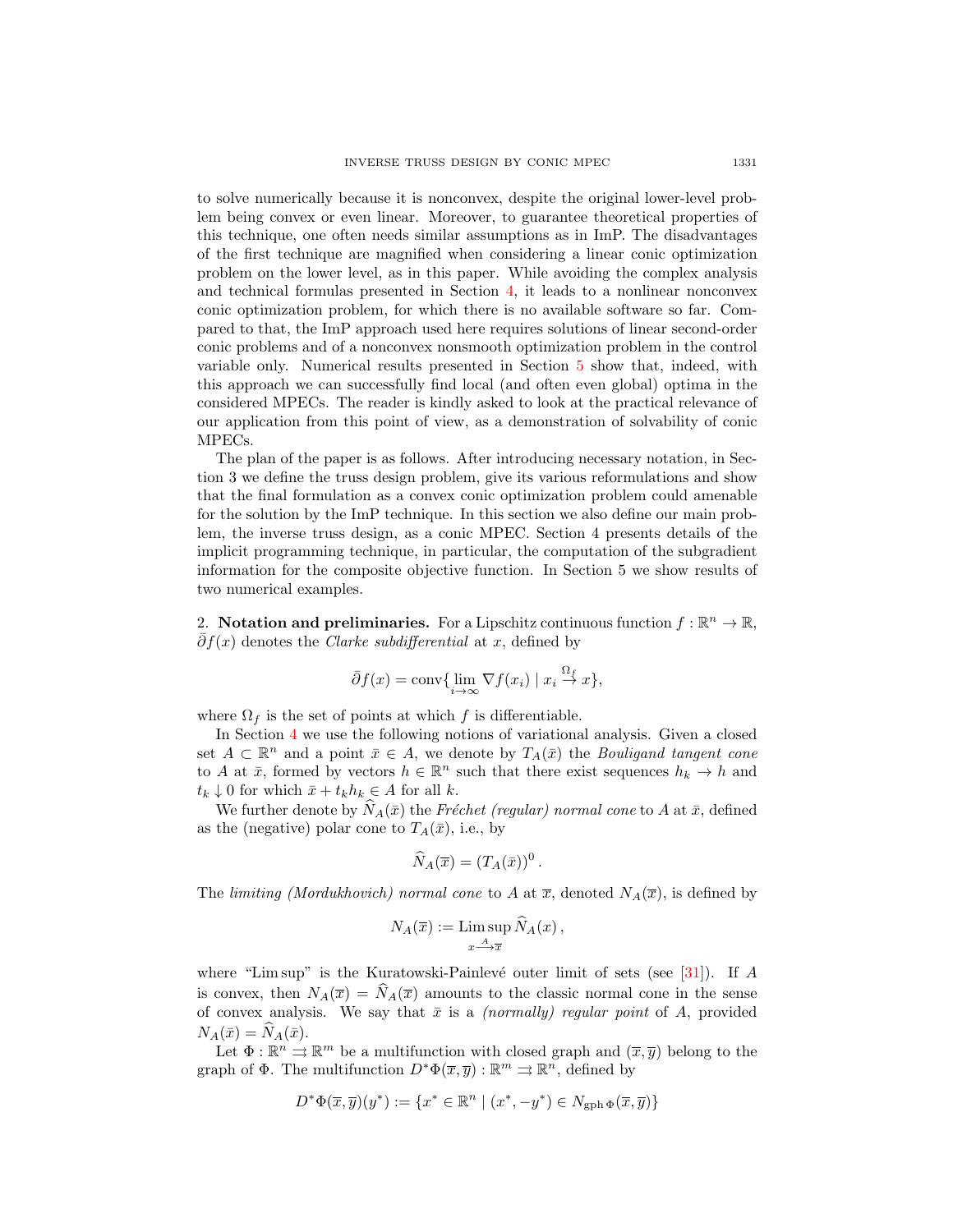to solve numerically because it is nonconvex, despite the original lower-level problem being convex or even linear. Moreover, to guarantee theoretical properties of this technique, one often needs similar assumptions as in ImP. The disadvantages of the first technique are magnified when considering a linear conic optimization problem on the lower level, as in this paper. While avoiding the complex analysis and technical formulas presented in Section 4, it leads to a nonlinear nonconvex conic optimization problem, for which there is no available software so far. Compared to that, the ImP approach used here requires solutions of linear second-order conic problems and of a nonconvex nonsmooth optimization problem in the control variable only. Numerical results presented in Section 5 show that, indeed, with this approach we can successfully find local (and often even global) optima in the considered MPECs. The reader is kindly asked to look at the practical relevance of our application from this point of view, as a demonstration of solvability of conic MPECs.

The plan of the paper is as follows. After introducing necessary notation, in Section 3 we define the truss design problem, give its various reformulations and show that the final formulation as a convex conic optimization problem could amenable for the solution by the ImP technique. In this section we also define our main problem, the inverse truss design, as a conic MPEC. Section 4 presents details of the implicit programming technique, in particular, the computation of the subgradient information for the composite objective function. In Section 5 we show results of two numerical examples.

## 2. Notation and preliminaries.

For a Lipschitz continuous function $f : \mathbb{R}^n \to \mathbb{R}$, $\bar{\partial} f(x)$ denotes the *Clarke subdifferential* at $x$, defined by

$$\bar{\partial} f(x) = \operatorname{conv}\{\lim_{i\to\infty} \nabla f(x_i) \mid x_i \overset{\Omega_f}{\to} x\},$$

where $\Omega_f$ is the set of points at which $f$ is differentiable.

In Section 4 we use the following notions of variational analysis. Given a closed set $A \subset \mathbb{R}^n$ and a point $\bar{x} \in A$, we denote by $T_A(\bar{x})$ the *Bouligand tangent cone* to $A$ at $\bar{x}$, formed by vectors $h \in \mathbb{R}^n$ such that there exist sequences $h_k \to h$ and $t_k \downarrow 0$ for which $\bar{x} + t_k h_k \in A$ for all $k$.

We further denote by $\widehat{N}_A(\bar{x})$ the *Fréchet (regular) normal cone* to $A$ at $\bar{x}$, defined as the (negative) polar cone to $T_A(\bar{x})$, i.e., by

$$\widehat{N}_A(\overline{x}) = (T_A(\bar{x}))^0 \,.$$

The *limiting (Mordukhovich) normal cone* to $A$ at $\overline{x}$, denoted $N_A(\overline{x})$, is defined by

$$N_A(\overline{x}) := \operatorname*{Lim\,sup}_{x \xrightarrow{A} \overline{x}} \widehat{N}_A(x)\,,$$

where "Lim sup" is the Kuratowski-Painlevé outer limit of sets (see [31]). If $A$ is convex, then $N_A(\overline{x}) = \widehat{N}_A(\overline{x})$ amounts to the classic normal cone in the sense of convex analysis. We say that $\bar{x}$ is a *(normally) regular point* of $A$, provided $N_A(\bar{x}) = \widehat{N}_A(\bar{x})$.

Let $\Phi : \mathbb{R}^n \rightrightarrows \mathbb{R}^m$ be a multifunction with closed graph and $(\overline{x}, \overline{y})$ belong to the graph of $\Phi$. The multifunction $D^*\Phi(\overline{x}, \overline{y}) : \mathbb{R}^m \rightrightarrows \mathbb{R}^n$, defined by

$$D^*\Phi(\overline{x}, \overline{y})(y^*) := \{x^* \in \mathbb{R}^n \mid (x^*, -y^*) \in N_{\operatorname{gph}\Phi}(\overline{x}, \overline{y})\}$$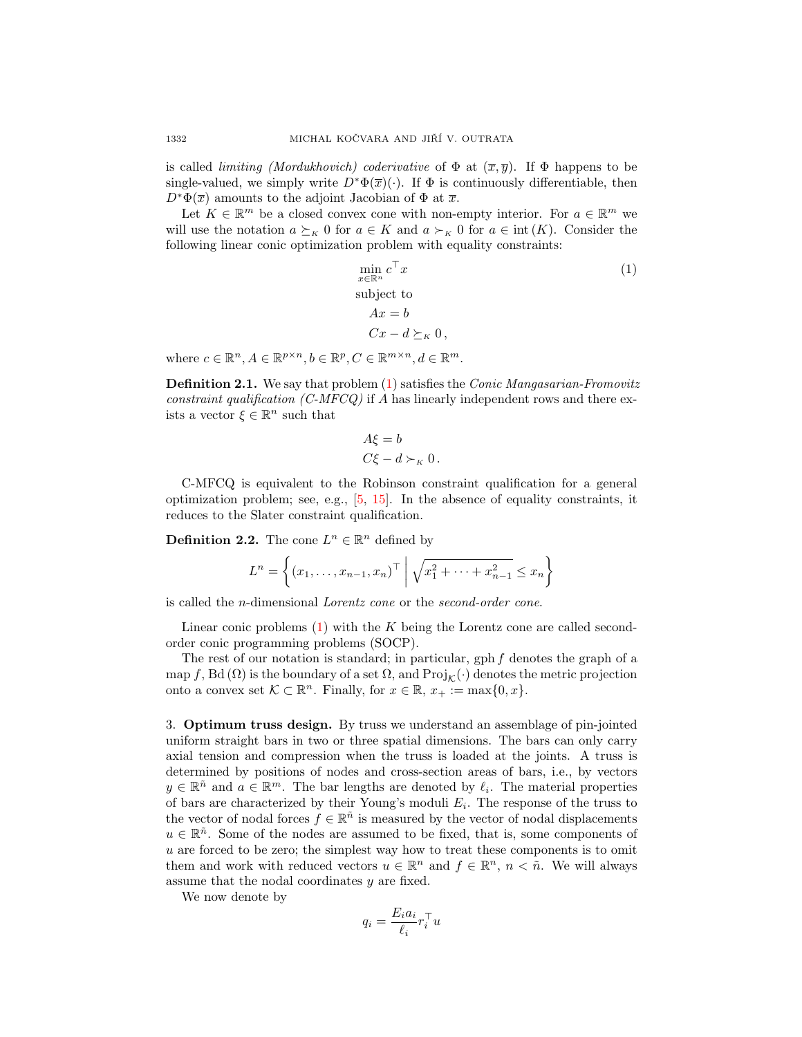is called *limiting (Mordukhovich) coderivative* of $\Phi$ at $(\overline{x}, \overline{y})$. If $\Phi$ happens to be single-valued, we simply write $D^*\Phi(\overline{x})(\cdot)$. If $\Phi$ is continuously differentiable, then $D^*\Phi(\overline{x})$ amounts to the adjoint Jacobian of $\Phi$ at $\overline{x}$.

Let $K \in \mathbb{R}^m$ be a closed convex cone with non-empty interior. For $a \in \mathbb{R}^m$ we will use the notation $a \succeq_K 0$ for $a \in K$ and $a \succ_K 0$ for $a \in \text{int}\,(K)$. Consider the following linear conic optimization problem with equality constraints:

$$
\begin{aligned}
&\min_{x \in \mathbb{R}^n} c^\top x \\
&\text{subject to} \\
&\quad Ax = b \\
&\quad Cx - d \succeq_K 0\,,
\end{aligned}
\tag{1}
$$

where $c \in \mathbb{R}^n, A \in \mathbb{R}^{p \times n}, b \in \mathbb{R}^p, C \in \mathbb{R}^{m \times n}, d \in \mathbb{R}^m$.

**Definition 2.1.** We say that problem (1) satisfies the *Conic Mangasarian-Fromovitz constraint qualification (C-MFCQ)* if $A$ has linearly independent rows and there exists a vector $\xi \in \mathbb{R}^n$ such that

$$
\begin{aligned}
&A\xi = b \\
&C\xi - d \succ_K 0\,.
\end{aligned}
$$

C-MFCQ is equivalent to the Robinson constraint qualification for a general optimization problem; see, e.g., [5, 15]. In the absence of equality constraints, it reduces to the Slater constraint qualification.

**Definition 2.2.** The cone $L^n \in \mathbb{R}^n$ defined by

$$
L^n = \left\{ (x_1, \ldots, x_{n-1}, x_n)^\top \,\middle|\, \sqrt{x_1^2 + \cdots + x_{n-1}^2} \leq x_n \right\}
$$

is called the $n$-dimensional *Lorentz cone* or the *second-order cone*.

Linear conic problems (1) with the $K$ being the Lorentz cone are called second-order conic programming problems (SOCP).

The rest of our notation is standard; in particular, gph $f$ denotes the graph of a map $f$, $\text{Bd}\,(\Omega)$ is the boundary of a set $\Omega$, and $\text{Proj}_{\mathcal{K}}(\cdot)$ denotes the metric projection onto a convex set $\mathcal{K} \subset \mathbb{R}^n$. Finally, for $x \in \mathbb{R}$, $x_+ := \max\{0, x\}$.

## 3. Optimum truss design.

By truss we understand an assemblage of pin-jointed uniform straight bars in two or three spatial dimensions. The bars can only carry axial tension and compression when the truss is loaded at the joints. A truss is determined by positions of nodes and cross-section areas of bars, i.e., by vectors $y \in \mathbb{R}^{\tilde{n}}$ and $a \in \mathbb{R}^m$. The bar lengths are denoted by $\ell_i$. The material properties of bars are characterized by their Young's moduli $E_i$. The response of the truss to the vector of nodal forces $f \in \mathbb{R}^{\tilde{n}}$ is measured by the vector of nodal displacements $u \in \mathbb{R}^{\tilde{n}}$. Some of the nodes are assumed to be fixed, that is, some components of $u$ are forced to be zero; the simplest way how to treat these components is to omit them and work with reduced vectors $u \in \mathbb{R}^n$ and $f \in \mathbb{R}^n$, $n < \tilde{n}$. We will always assume that the nodal coordinates $y$ are fixed.

We now denote by

$$
q_i = \frac{E_i a_i}{\ell_i} r_i^\top u
$$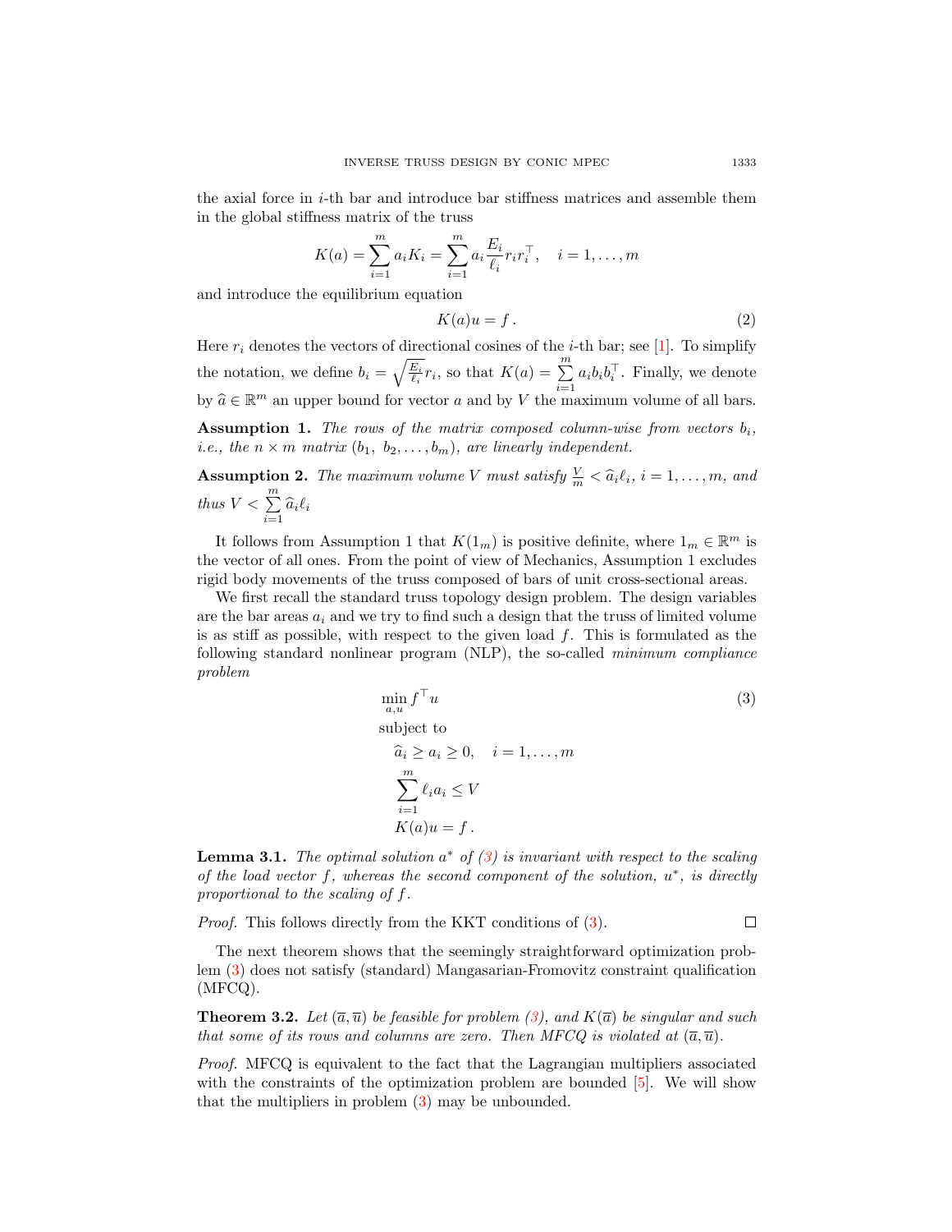the axial force in $i$-th bar and introduce bar stiffness matrices and assemble them in the global stiffness matrix of the truss

$$K(a) = \sum_{i=1}^{m} a_i K_i = \sum_{i=1}^{m} a_i \frac{E_i}{\ell_i} r_i r_i^\top, \quad i = 1, \ldots, m$$

and introduce the equilibrium equation

$$K(a)u = f\,. \tag{2}$$

Here $r_i$ denotes the vectors of directional cosines of the $i$-th bar; see [1]. To simplify the notation, we define $b_i = \sqrt{\frac{E_i}{\ell_i}} r_i$, so that $K(a) = \sum_{i=1}^{m} a_i b_i b_i^\top$. Finally, we denote by $\widehat{a} \in \mathbb{R}^m$ an upper bound for vector $a$ and by $V$ the maximum volume of all bars.

**Assumption 1.** *The rows of the matrix composed column-wise from vectors $b_i$, i.e., the $n \times m$ matrix $(b_1,\ b_2, \ldots, b_m)$, are linearly independent.*

**Assumption 2.** *The maximum volume $V$ must satisfy $\frac{V}{m} < \widehat{a}_i \ell_i$, $i = 1, \ldots, m$, and thus $V < \sum_{i=1}^{m} \widehat{a}_i \ell_i$*

It follows from Assumption 1 that $K(1_m)$ is positive definite, where $1_m \in \mathbb{R}^m$ is the vector of all ones. From the point of view of Mechanics, Assumption 1 excludes rigid body movements of the truss composed of bars of unit cross-sectional areas.

We first recall the standard truss topology design problem. The design variables are the bar areas $a_i$ and we try to find such a design that the truss of limited volume is as stiff as possible, with respect to the given load $f$. This is formulated as the following standard nonlinear program (NLP), the so-called *minimum compliance problem*

$$\begin{aligned} &\min_{a,u} f^\top u \\ &\text{subject to} \\ &\quad \widehat{a}_i \geq a_i \geq 0, \quad i = 1, \ldots, m \\ &\quad \sum_{i=1}^{m} \ell_i a_i \leq V \\ &\quad K(a)u = f\,. \end{aligned} \tag{3}$$

**Lemma 3.1.** *The optimal solution $a^*$ of (3) is invariant with respect to the scaling of the load vector $f$, whereas the second component of the solution, $u^*$, is directly proportional to the scaling of $f$.*

*Proof.* This follows directly from the KKT conditions of (3). $\square$

The next theorem shows that the seemingly straightforward optimization problem (3) does not satisfy (standard) Mangasarian-Fromovitz constraint qualification (MFCQ).

**Theorem 3.2.** *Let $(\overline{a}, \overline{u})$ be feasible for problem (3), and $K(\overline{a})$ be singular and such that some of its rows and columns are zero. Then MFCQ is violated at $(\overline{a}, \overline{u})$.*

*Proof.* MFCQ is equivalent to the fact that the Lagrangian multipliers associated with the constraints of the optimization problem are bounded [5]. We will show that the multipliers in problem (3) may be unbounded.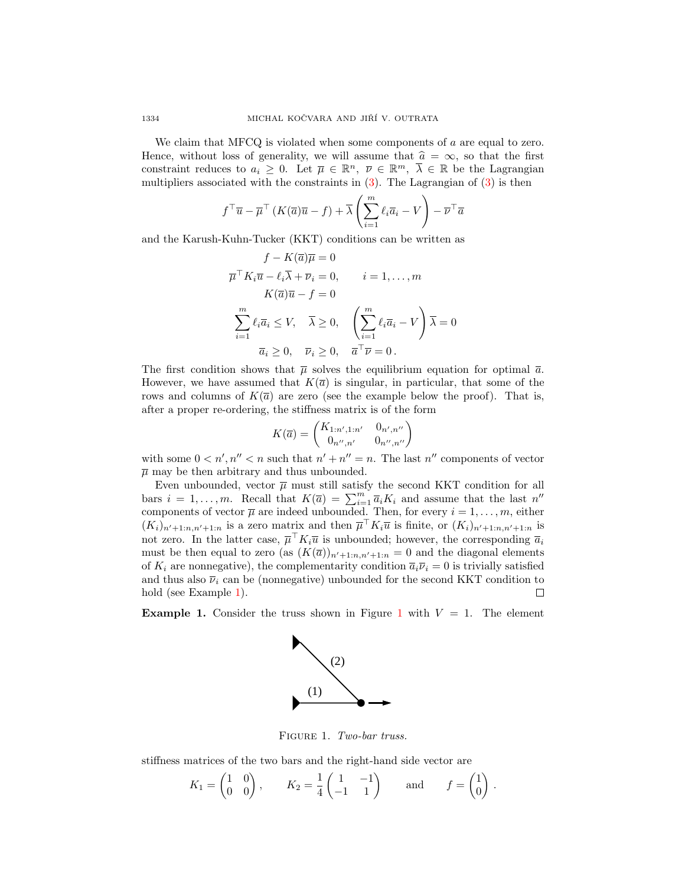We claim that MFCQ is violated when some components of $a$ are equal to zero. Hence, without loss of generality, we will assume that $\widehat{a} = \infty$, so that the first constraint reduces to $a_i \geq 0$. Let $\overline{\mu} \in \mathbb{R}^n$, $\overline{\nu} \in \mathbb{R}^m$, $\overline{\lambda} \in \mathbb{R}$ be the Lagrangian multipliers associated with the constraints in (3). The Lagrangian of (3) is then

$$f^\top \overline{u} - \overline{\mu}^\top (K(\overline{a})\overline{u} - f) + \overline{\lambda}\left(\sum_{i=1}^m \ell_i \overline{a}_i - V\right) - \overline{\nu}^\top \overline{a}$$

and the Karush-Kuhn-Tucker (KKT) conditions can be written as

$$\begin{aligned}
f - K(\overline{a})\overline{\mu} &= 0 \\
\overline{\mu}^\top K_i \overline{u} - \ell_i \overline{\lambda} + \overline{\nu}_i &= 0, \qquad i = 1,\ldots,m \\
K(\overline{a})\overline{u} - f &= 0 \\
\sum_{i=1}^m \ell_i \overline{a}_i \leq V, \quad \overline{\lambda} \geq 0, &\quad \left(\sum_{i=1}^m \ell_i \overline{a}_i - V\right)\overline{\lambda} = 0 \\
\overline{a}_i \geq 0, \quad \overline{\nu}_i \geq 0, &\quad \overline{a}^\top \overline{\nu} = 0\,.
\end{aligned}$$

The first condition shows that $\overline{\mu}$ solves the equilibrium equation for optimal $\overline{a}$. However, we have assumed that $K(\overline{a})$ is singular, in particular, that some of the rows and columns of $K(\overline{a})$ are zero (see the example below the proof). That is, after a proper re-ordering, the stiffness matrix is of the form

$$K(\overline{a}) = \begin{pmatrix} K_{1:n',1:n'} & 0_{n',n''} \\ 0_{n'',n'} & 0_{n'',n''} \end{pmatrix}$$

with some $0 < n', n'' < n$ such that $n' + n'' = n$. The last $n''$ components of vector $\overline{\mu}$ may be then arbitrary and thus unbounded.

Even unbounded, vector $\overline{\mu}$ must still satisfy the second KKT condition for all bars $i = 1,\ldots,m$. Recall that $K(\overline{a}) = \sum_{i=1}^m \overline{a}_i K_i$ and assume that the last $n''$ components of vector $\overline{\mu}$ are indeed unbounded. Then, for every $i = 1,\ldots,m$, either $(K_i)_{n'+1:n,n'+1:n}$ is a zero matrix and then $\overline{\mu}^\top K_i \overline{u}$ is finite, or $(K_i)_{n'+1:n,n'+1:n}$ is not zero. In the latter case, $\overline{\mu}^\top K_i \overline{u}$ is unbounded; however, the corresponding $\overline{a}_i$ must be then equal to zero (as $(K(\overline{a}))_{n'+1:n,n'+1:n} = 0$ and the diagonal elements of $K_i$ are nonnegative), the complementarity condition $\overline{a}_i \overline{\nu}_i = 0$ is trivially satisfied and thus also $\overline{\nu}_i$ can be (nonnegative) unbounded for the second KKT condition to hold (see Example 1). ☐

**Example 1.** Consider the truss shown in Figure 1 with $V = 1$. The element

FIGURE 1. *Two-bar truss.*

stiffness matrices of the two bars and the right-hand side vector are

$$K_1 = \begin{pmatrix} 1 & 0 \\ 0 & 0 \end{pmatrix}, \qquad K_2 = \frac{1}{4}\begin{pmatrix} 1 & -1 \\ -1 & 1 \end{pmatrix} \qquad \text{and} \qquad f = \begin{pmatrix} 1 \\ 0 \end{pmatrix}.$$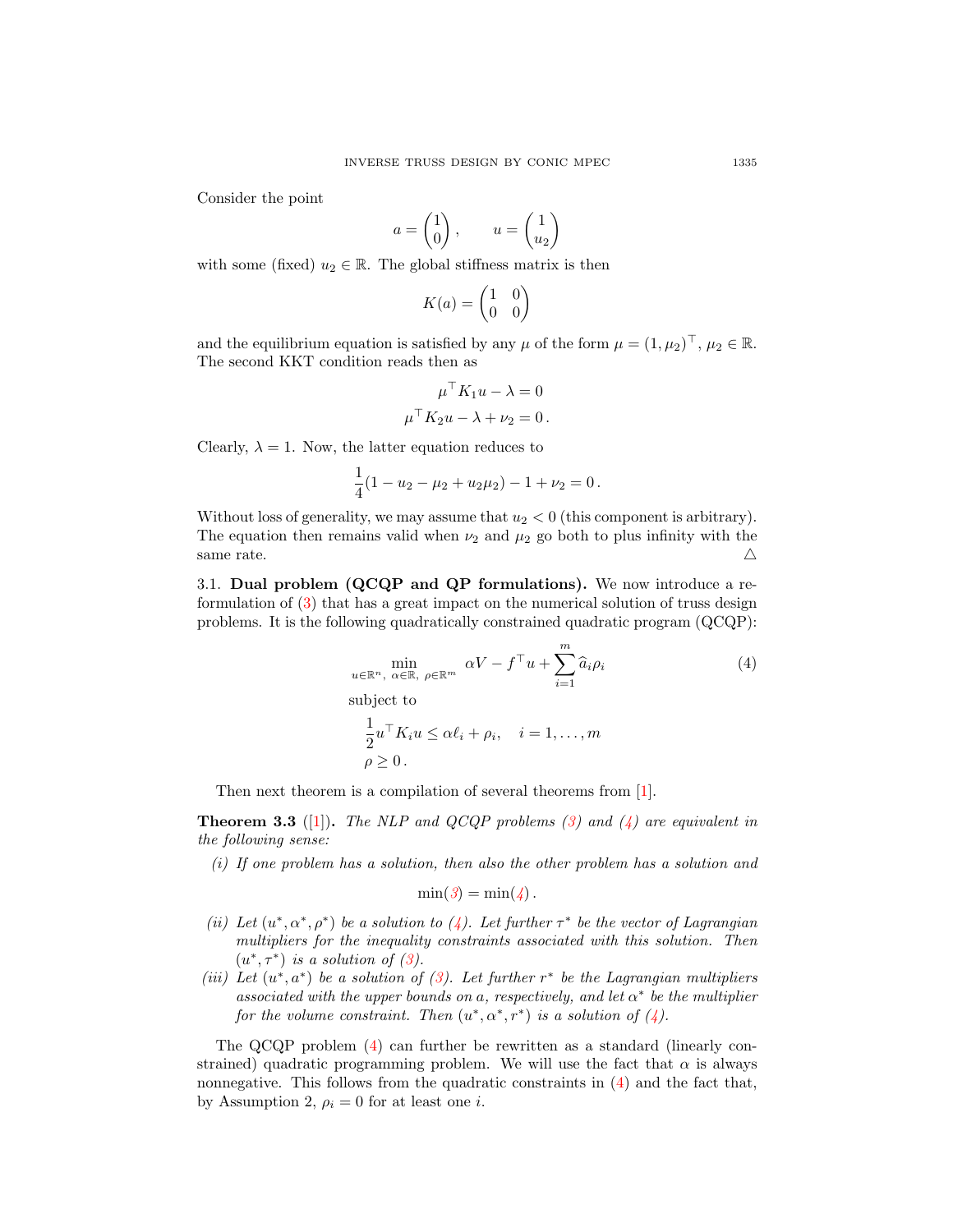Consider the point

$$a = \begin{pmatrix} 1 \\ 0 \end{pmatrix}, \qquad u = \begin{pmatrix} 1 \\ u_2 \end{pmatrix}$$

with some (fixed) $u_2 \in \mathbb{R}$. The global stiffness matrix is then

$$K(a) = \begin{pmatrix} 1 & 0 \\ 0 & 0 \end{pmatrix}$$

and the equilibrium equation is satisfied by any $\mu$ of the form $\mu = (1, \mu_2)^\top$, $\mu_2 \in \mathbb{R}$. The second KKT condition reads then as

$$\begin{aligned} \mu^\top K_1 u - \lambda &= 0 \\ \mu^\top K_2 u - \lambda + \nu_2 &= 0\,. \end{aligned}$$

Clearly, $\lambda = 1$. Now, the latter equation reduces to

$$\frac{1}{4}(1 - u_2 - \mu_2 + u_2\mu_2) - 1 + \nu_2 = 0\,.$$

Without loss of generality, we may assume that $u_2 < 0$ (this component is arbitrary). The equation then remains valid when $\nu_2$ and $\mu_2$ go both to plus infinity with the same rate. △

3.1. **Dual problem (QCQP and QP formulations).** We now introduce a reformulation of (3) that has a great impact on the numerical solution of truss design problems. It is the following quadratically constrained quadratic program (QCQP):

$$\min_{u\in\mathbb{R}^n,\ \alpha\in\mathbb{R},\ \rho\in\mathbb{R}^m} \ \alpha V - f^\top u + \sum_{i=1}^m \widehat{a}_i \rho_i \tag{4}$$

subject to

$$\begin{aligned} &\frac{1}{2}u^\top K_i u \le \alpha \ell_i + \rho_i, \quad i = 1, \ldots, m \\ &\rho \ge 0\,. \end{aligned}$$

Then next theorem is a compilation of several theorems from [1].

**Theorem 3.3** ([1])**.** *The NLP and QCQP problems (3) and (4) are equivalent in the following sense:*

*(i) If one problem has a solution, then also the other problem has a solution and*

$$\min(3) = \min(4)\,.$$

*(ii) Let $(u^*, \alpha^*, \rho^*)$ be a solution to (4). Let further $\tau^*$ be the vector of Lagrangian multipliers for the inequality constraints associated with this solution. Then $(u^*, \tau^*)$ is a solution of (3).*

*(iii) Let $(u^*, a^*)$ be a solution of (3). Let further $r^*$ be the Lagrangian multipliers associated with the upper bounds on $a$, respectively, and let $\alpha^*$ be the multiplier for the volume constraint. Then $(u^*, \alpha^*, r^*)$ is a solution of (4).*

The QCQP problem (4) can further be rewritten as a standard (linearly constrained) quadratic programming problem. We will use the fact that $\alpha$ is always nonnegative. This follows from the quadratic constraints in (4) and the fact that, by Assumption 2, $\rho_i = 0$ for at least one $i$.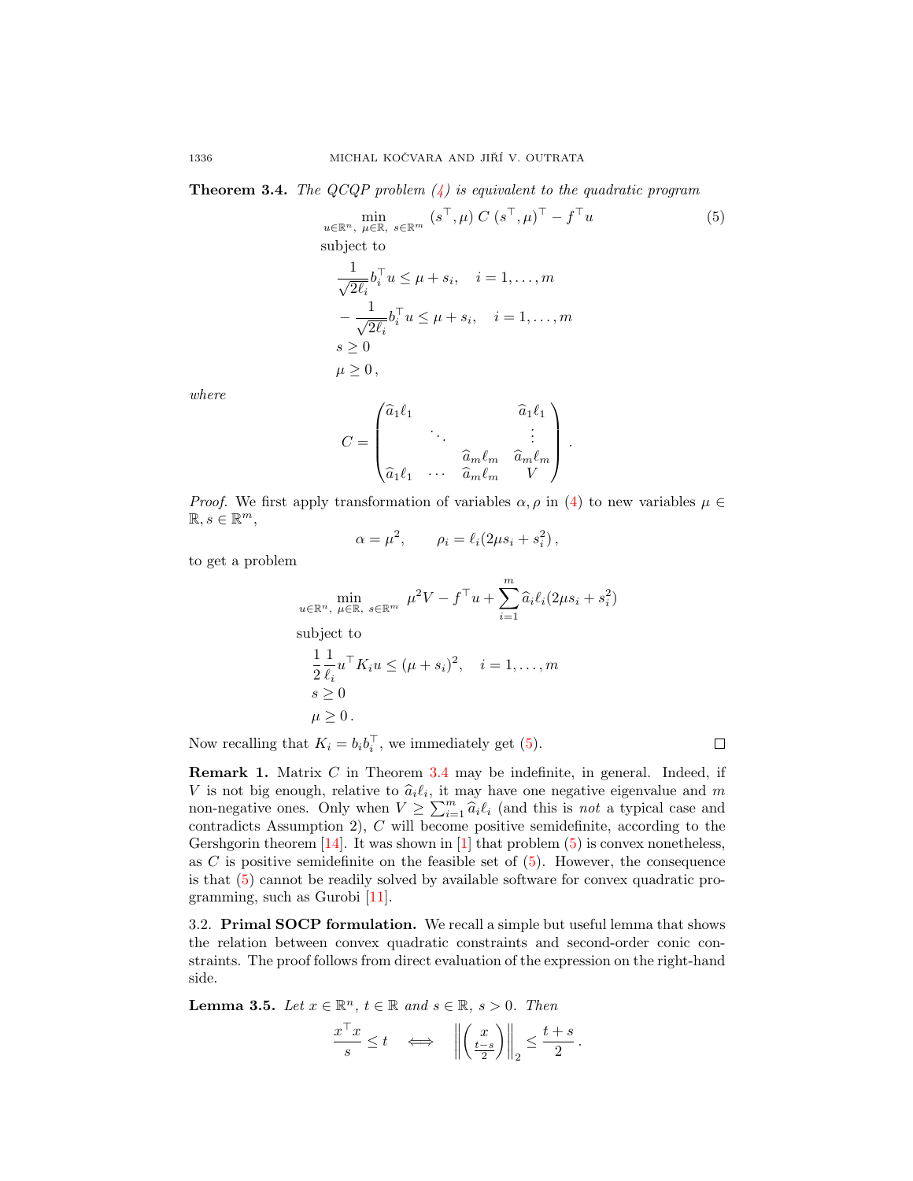**Theorem 3.4.** *The QCQP problem (4) is equivalent to the quadratic program*

$$\min_{u\in\mathbb{R}^n,\ \mu\in\mathbb{R},\ s\in\mathbb{R}^m} \ (s^\top,\mu)\ C\ (s^\top,\mu)^\top - f^\top u \tag{5}$$

$$\begin{aligned}
&\text{subject to}\\
&\frac{1}{\sqrt{2\ell_i}} b_i^\top u \le \mu + s_i, \quad i=1,\dots,m\\
&-\frac{1}{\sqrt{2\ell_i}} b_i^\top u \le \mu + s_i, \quad i=1,\dots,m\\
&s \ge 0\\
&\mu \ge 0\,,
\end{aligned}$$

*where*

$$C = \begin{pmatrix} \widehat{a}_1\ell_1 & & & \widehat{a}_1\ell_1\\ & \ddots & & \vdots\\ & & \widehat{a}_m\ell_m & \widehat{a}_m\ell_m\\ \widehat{a}_1\ell_1 & \dots & \widehat{a}_m\ell_m & V \end{pmatrix}.$$

*Proof.* We first apply transformation of variables $\alpha, \rho$ in (4) to new variables $\mu \in \mathbb{R}, s \in \mathbb{R}^m$,

$$\alpha = \mu^2, \qquad \rho_i = \ell_i(2\mu s_i + s_i^2)\,,$$

to get a problem

$$\min_{u\in\mathbb{R}^n,\ \mu\in\mathbb{R},\ s\in\mathbb{R}^m} \ \mu^2 V - f^\top u + \sum_{i=1}^m \widehat{a}_i\ell_i(2\mu s_i + s_i^2)$$

$$\begin{aligned}
&\text{subject to}\\
&\frac{1}{2}\frac{1}{\ell_i} u^\top K_i u \le (\mu + s_i)^2, \quad i=1,\dots,m\\
&s \ge 0\\
&\mu \ge 0\,.
\end{aligned}$$

Now recalling that $K_i = b_i b_i^\top$, we immediately get (5). ∎

**Remark 1.** Matrix $C$ in Theorem 3.4 may be indefinite, in general. Indeed, if $V$ is not big enough, relative to $\widehat{a}_i\ell_i$, it may have one negative eigenvalue and $m$ non-negative ones. Only when $V \ge \sum_{i=1}^m \widehat{a}_i\ell_i$ (and this is *not* a typical case and contradicts Assumption 2), $C$ will become positive semidefinite, according to the Gershgorin theorem [14]. It was shown in [1] that problem (5) is convex nonetheless, as $C$ is positive semidefinite on the feasible set of (5). However, the consequence is that (5) cannot be readily solved by available software for convex quadratic programming, such as Gurobi [11].

### 3.2. Primal SOCP formulation.

We recall a simple but useful lemma that shows the relation between convex quadratic constraints and second-order conic constraints. The proof follows from direct evaluation of the expression on the right-hand side.

**Lemma 3.5.** *Let $x \in \mathbb{R}^n$, $t \in \mathbb{R}$ and $s \in \mathbb{R}$, $s > 0$. Then*

$$\frac{x^\top x}{s} \le t \quad \Longleftrightarrow \quad \left\| \begin{pmatrix} x \\ \frac{t-s}{2} \end{pmatrix} \right\|_2 \le \frac{t+s}{2}\,.$$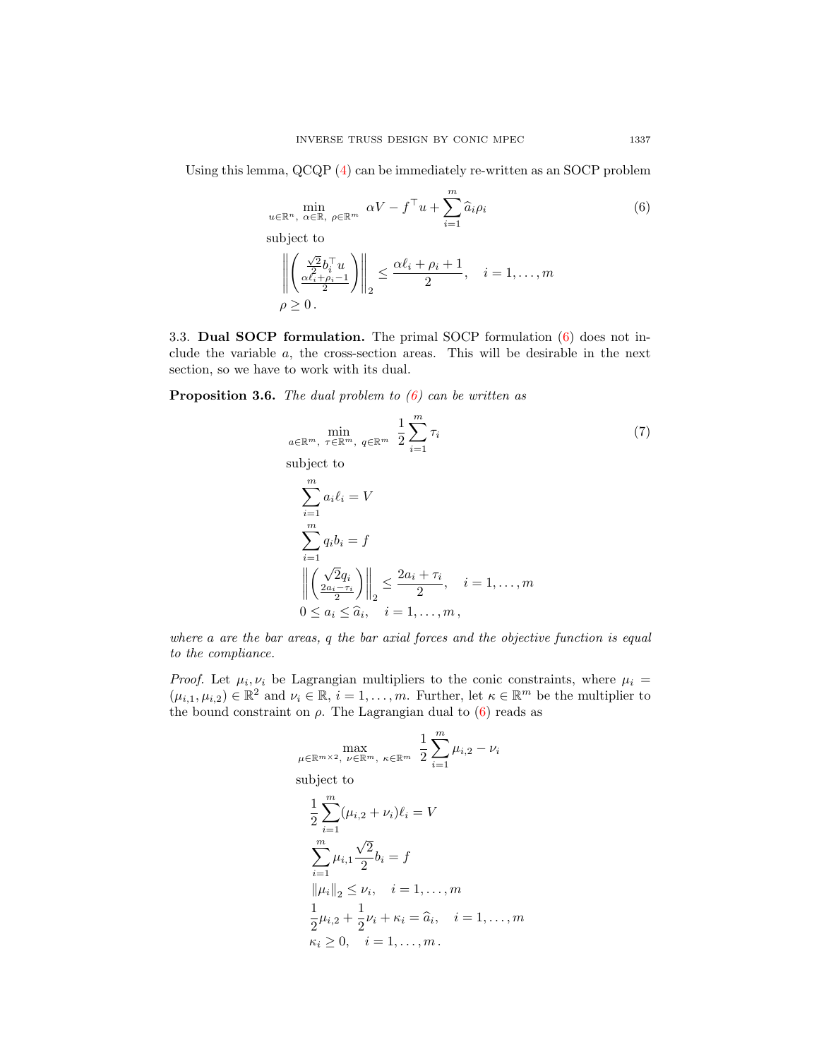Using this lemma, QCQP (4) can be immediately re-written as an SOCP problem

$$\min_{u\in\mathbb{R}^n,\ \alpha\in\mathbb{R},\ \rho\in\mathbb{R}^m}\ \alpha V - f^\top u + \sum_{i=1}^m \widehat{a}_i\rho_i \tag{6}$$

subject to

$$\left\| \begin{pmatrix} \frac{\sqrt{2}}{2} b_i^\top u \\ \frac{\alpha\ell_i+\rho_i-1}{2}\end{pmatrix}\right\|_2 \le \frac{\alpha\ell_i+\rho_i+1}{2}, \quad i=1,\dots,m$$

$$\rho \ge 0\,.$$

3.3. **Dual SOCP formulation.** The primal SOCP formulation (6) does not include the variable $a$, the cross-section areas. This will be desirable in the next section, so we have to work with its dual.

**Proposition 3.6.** *The dual problem to (6) can be written as*

$$\min_{a\in\mathbb{R}^m,\ \tau\in\mathbb{R}^m,\ q\in\mathbb{R}^m}\ \frac{1}{2}\sum_{i=1}^m \tau_i \tag{7}$$

subject to

$$\sum_{i=1}^m a_i\ell_i = V$$

$$\sum_{i=1}^m q_i b_i = f$$

$$\left\| \begin{pmatrix} \sqrt{2} q_i \\ \frac{2a_i-\tau_i}{2}\end{pmatrix}\right\|_2 \le \frac{2a_i+\tau_i}{2}, \quad i=1,\dots,m$$

$$0 \le a_i \le \widehat{a}_i, \quad i=1,\dots,m\,,$$

*where $a$ are the bar areas, $q$ the bar axial forces and the objective function is equal to the compliance.*

*Proof.* Let $\mu_i,\nu_i$ be Lagrangian multipliers to the conic constraints, where $\mu_i = (\mu_{i,1},\mu_{i,2}) \in \mathbb{R}^2$ and $\nu_i\in\mathbb{R}$, $i=1,\dots,m$. Further, let $\kappa\in\mathbb{R}^m$ be the multiplier to the bound constraint on $\rho$. The Lagrangian dual to (6) reads as

$$\max_{\mu\in\mathbb{R}^{m\times 2},\ \nu\in\mathbb{R}^m,\ \kappa\in\mathbb{R}^m}\ \frac{1}{2}\sum_{i=1}^m \mu_{i,2} - \nu_i$$

subject to

$$\frac{1}{2}\sum_{i=1}^m (\mu_{i,2}+\nu_i)\ell_i = V$$

$$\sum_{i=1}^m \mu_{i,1}\frac{\sqrt{2}}{2} b_i = f$$

$$\|\mu_i\|_2 \le \nu_i, \quad i=1,\dots,m$$

$$\frac{1}{2}\mu_{i,2} + \frac{1}{2}\nu_i + \kappa_i = \widehat{a}_i, \quad i=1,\dots,m$$

$$\kappa_i \ge 0, \quad i=1,\dots,m\,.$$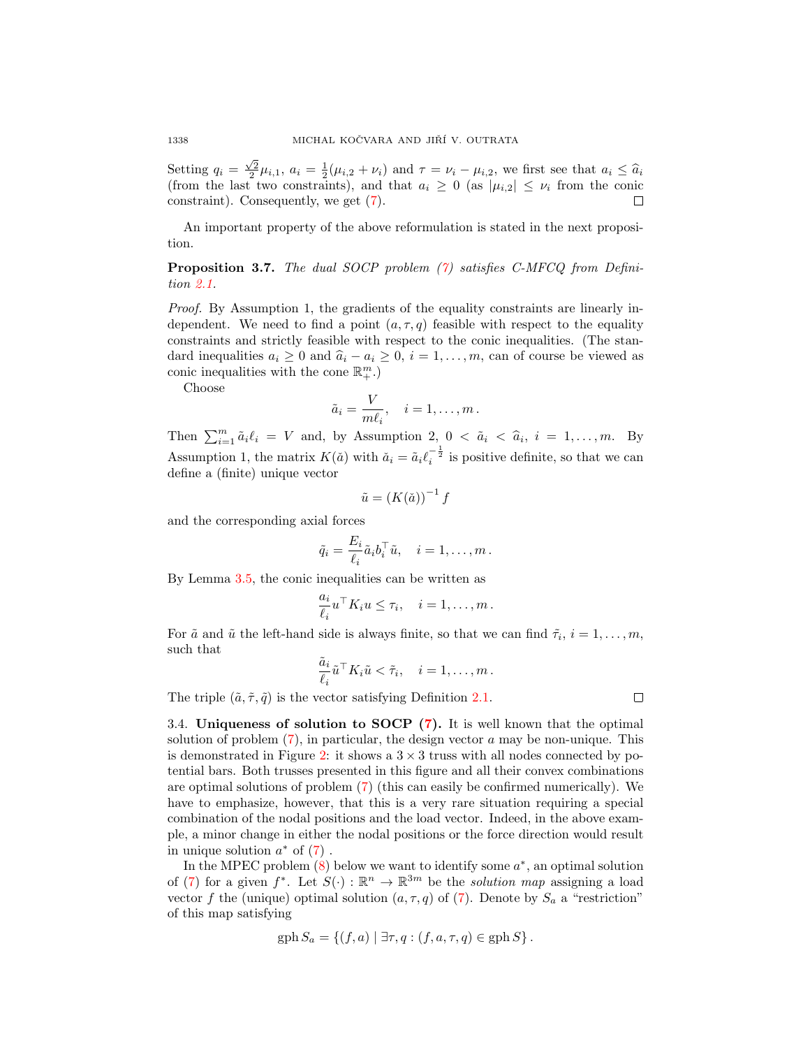Setting $q_i = \frac{\sqrt{2}}{2}\mu_{i,1}$, $a_i = \frac{1}{2}(\mu_{i,2} + \nu_i)$ and $\tau = \nu_i - \mu_{i,2}$, we first see that $a_i \le \widehat{a}_i$ (from the last two constraints), and that $a_i \ge 0$ (as $|\mu_{i,2}| \le \nu_i$ from the conic constraint). Consequently, we get (7). $\square$

An important property of the above reformulation is stated in the next proposition.

**Proposition 3.7.** *The dual SOCP problem (7) satisfies C-MFCQ from Definition 2.1.*

*Proof.* By Assumption 1, the gradients of the equality constraints are linearly independent. We need to find a point $(a, \tau, q)$ feasible with respect to the equality constraints and strictly feasible with respect to the conic inequalities. (The standard inequalities $a_i \ge 0$ and $\widehat{a}_i - a_i \ge 0$, $i = 1, \ldots, m$, can of course be viewed as conic inequalities with the cone $\mathbb{R}^m_+$.)

Choose

$$\tilde{a}_i = \frac{V}{m\ell_i}, \quad i = 1, \ldots, m\,.$$

Then $\sum_{i=1}^m \tilde{a}_i \ell_i = V$ and, by Assumption 2, $0 < \tilde{a}_i < \widehat{a}_i$, $i = 1, \ldots, m$. By Assumption 1, the matrix $K(\check{a})$ with $\check{a}_i = \tilde{a}_i \ell_i^{-\frac{1}{2}}$ is positive definite, so that we can define a (finite) unique vector

$$\tilde{u} = (K(\check{a}))^{-1} f$$

and the corresponding axial forces

$$\tilde{q}_i = \frac{E_i}{\ell_i}\tilde{a}_i b_i^\top \tilde{u}, \quad i = 1, \ldots, m\,.$$

By Lemma 3.5, the conic inequalities can be written as

$$\frac{a_i}{\ell_i} u^\top K_i u \le \tau_i, \quad i = 1, \ldots, m\,.$$

For $\tilde{a}$ and $\tilde{u}$ the left-hand side is always finite, so that we can find $\tilde{\tau}_i$, $i = 1, \ldots, m$, such that

$$\frac{\tilde{a}_i}{\ell_i} \tilde{u}^\top K_i \tilde{u} < \tilde{\tau}_i, \quad i = 1, \ldots, m\,.$$

The triple $(\tilde{a}, \tilde{\tau}, \tilde{q})$ is the vector satisfying Definition 2.1. $\square$

### 3.4. Uniqueness of solution to SOCP (7).

It is well known that the optimal solution of problem (7), in particular, the design vector $a$ may be non-unique. This is demonstrated in Figure 2: it shows a $3 \times 3$ truss with all nodes connected by potential bars. Both trusses presented in this figure and all their convex combinations are optimal solutions of problem (7) (this can easily be confirmed numerically). We have to emphasize, however, that this is a very rare situation requiring a special combination of the nodal positions and the load vector. Indeed, in the above example, a minor change in either the nodal positions or the force direction would result in unique solution $a^*$ of (7) .

In the MPEC problem (8) below we want to identify some $a^*$, an optimal solution of (7) for a given $f^*$. Let $S(\cdot) : \mathbb{R}^n \to \mathbb{R}^{3m}$ be the *solution map* assigning a load vector $f$ the (unique) optimal solution $(a, \tau, q)$ of (7). Denote by $S_a$ a "restriction" of this map satisfying

$$\operatorname{gph} S_a = \{(f, a) \mid \exists \tau, q : (f, a, \tau, q) \in \operatorname{gph} S\}\,.$$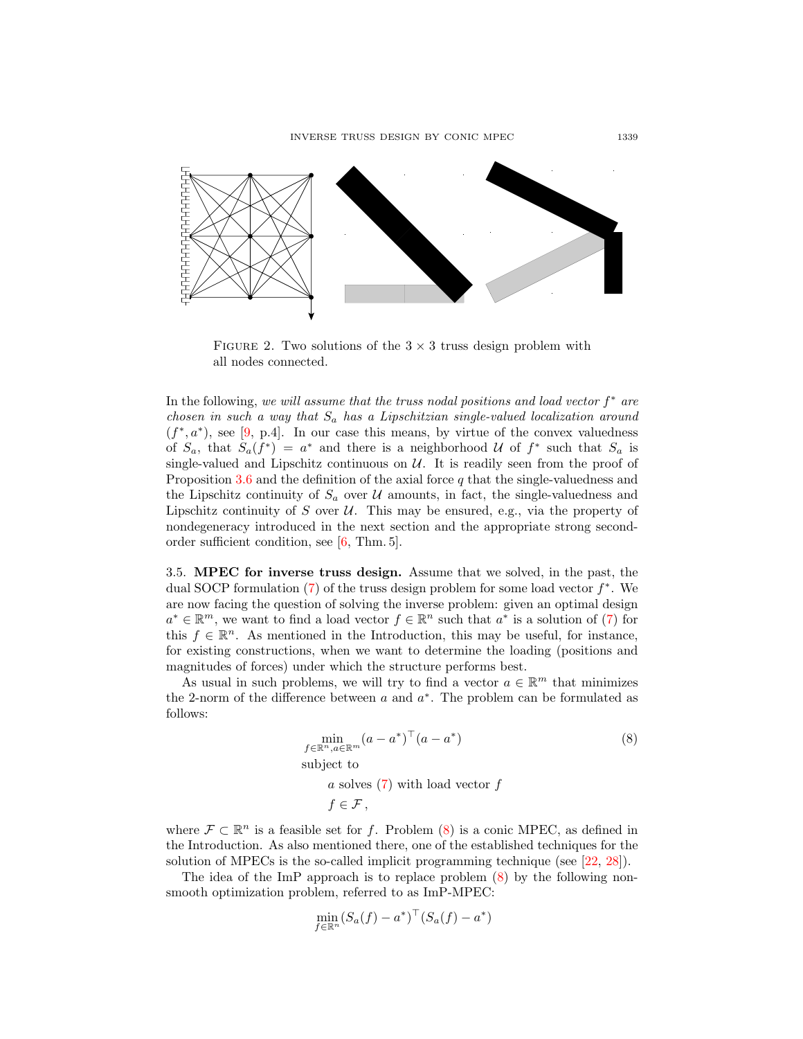FIGURE 2. Two solutions of the $3 \times 3$ truss design problem with all nodes connected.

In the following, *we will assume that the truss nodal positions and load vector $f^*$ are chosen in such a way that $S_a$ has a Lipschitzian single-valued localization around $(f^*, a^*)$*, see [9, p.4]. In our case this means, by virtue of the convex valuedness of $S_a$, that $S_a(f^*) = a^*$ and there is a neighborhood $\mathcal{U}$ of $f^*$ such that $S_a$ is single-valued and Lipschitz continuous on $\mathcal{U}$. It is readily seen from the proof of Proposition 3.6 and the definition of the axial force $q$ that the single-valuedness and the Lipschitz continuity of $S_a$ over $\mathcal{U}$ amounts, in fact, the single-valuedness and Lipschitz continuity of $S$ over $\mathcal{U}$. This may be ensured, e.g., via the property of nondegeneracy introduced in the next section and the appropriate strong second-order sufficient condition, see [6, Thm. 5].

3.5. **MPEC for inverse truss design.** Assume that we solved, in the past, the dual SOCP formulation (7) of the truss design problem for some load vector $f^*$. We are now facing the question of solving the inverse problem: given an optimal design $a^* \in \mathbb{R}^m$, we want to find a load vector $f \in \mathbb{R}^n$ such that $a^*$ is a solution of (7) for this $f \in \mathbb{R}^n$. As mentioned in the Introduction, this may be useful, for instance, for existing constructions, when we want to determine the loading (positions and magnitudes of forces) under which the structure performs best.

As usual in such problems, we will try to find a vector $a \in \mathbb{R}^m$ that minimizes the 2-norm of the difference between $a$ and $a^*$. The problem can be formulated as follows:

$$\min_{f\in\mathbb{R}^n, a\in\mathbb{R}^m} (a-a^*)^\top (a-a^*) \tag{8}$$

subject to

$$a \text{ solves (7) with load vector } f$$
$$f \in \mathcal{F}\,,$$

where $\mathcal{F} \subset \mathbb{R}^n$ is a feasible set for $f$. Problem (8) is a conic MPEC, as defined in the Introduction. As also mentioned there, one of the established techniques for the solution of MPECs is the so-called implicit programming technique (see [22, 28]).

The idea of the ImP approach is to replace problem (8) by the following nonsmooth optimization problem, referred to as ImP-MPEC:

$$\min_{f\in\mathbb{R}^n} (S_a(f) - a^*)^\top (S_a(f) - a^*)$$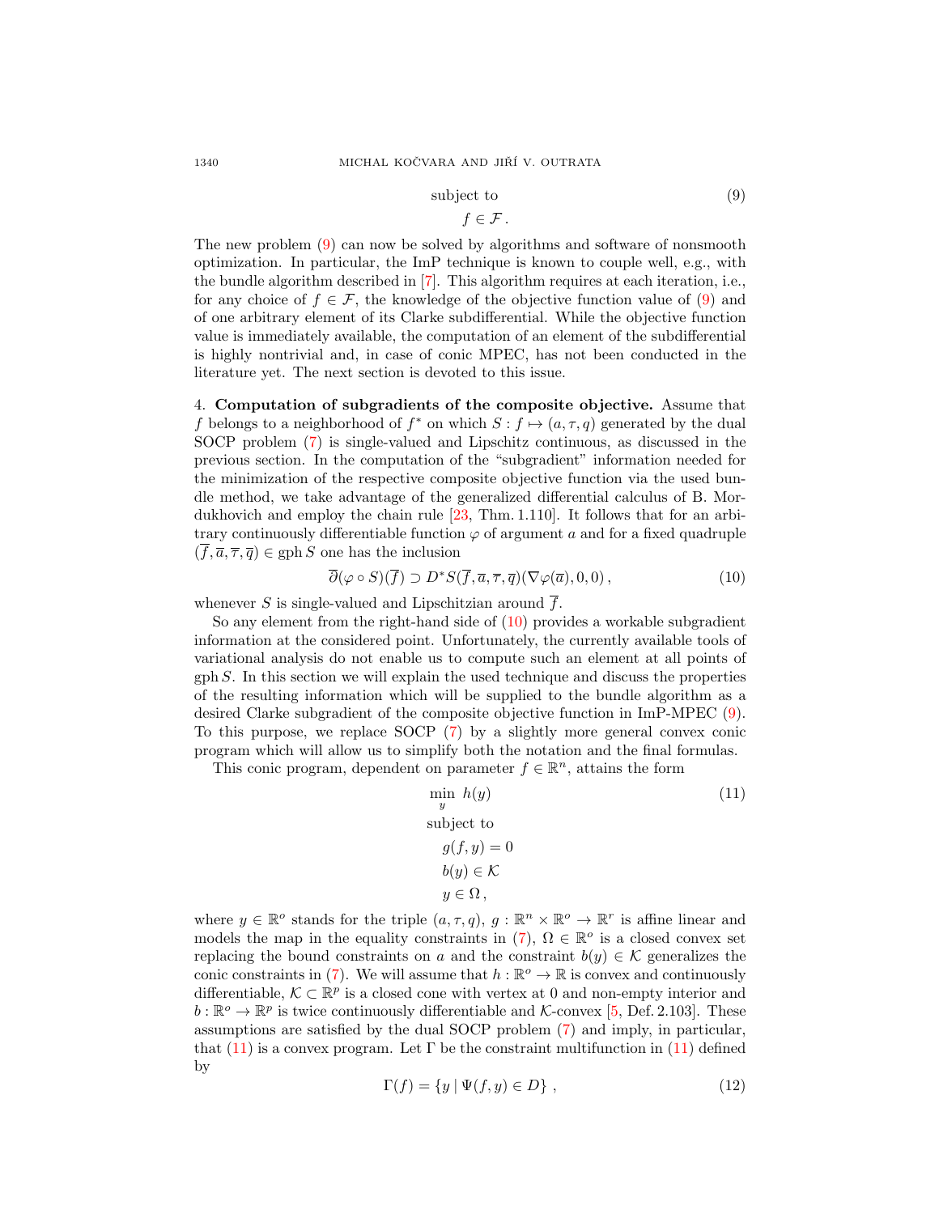$$
\begin{aligned}
&\text{subject to} \\
&\quad f \in \mathcal{F}\,.
\end{aligned}
\tag{9}
$$

The new problem (9) can now be solved by algorithms and software of nonsmooth optimization. In particular, the ImP technique is known to couple well, e.g., with the bundle algorithm described in [7]. This algorithm requires at each iteration, i.e., for any choice of $f \in \mathcal{F}$, the knowledge of the objective function value of (9) and of one arbitrary element of its Clarke subdifferential. While the objective function value is immediately available, the computation of an element of the subdifferential is highly nontrivial and, in case of conic MPEC, has not been conducted in the literature yet. The next section is devoted to this issue.

## 4. Computation of subgradients of the composite objective.

Assume that $f$ belongs to a neighborhood of $f^*$ on which $S : f \mapsto (a, \tau, q)$ generated by the dual SOCP problem (7) is single-valued and Lipschitz continuous, as discussed in the previous section. In the computation of the "subgradient" information needed for the minimization of the respective composite objective function via the used bundle method, we take advantage of the generalized differential calculus of B. Mordukhovich and employ the chain rule [23, Thm. 1.110]. It follows that for an arbitrary continuously differentiable function $\varphi$ of argument $a$ and for a fixed quadruple $(\overline{f}, \overline{a}, \overline{\tau}, \overline{q}) \in \operatorname{gph} S$ one has the inclusion

$$
\overline{\partial}(\varphi \circ S)(\overline{f}) \supset D^*S(\overline{f}, \overline{a}, \overline{\tau}, \overline{q})(\nabla\varphi(\overline{a}), 0, 0)\,,
\tag{10}
$$

whenever $S$ is single-valued and Lipschitzian around $\overline{f}$.

So any element from the right-hand side of (10) provides a workable subgradient information at the considered point. Unfortunately, the currently available tools of variational analysis do not enable us to compute such an element at all points of $\operatorname{gph} S$. In this section we will explain the used technique and discuss the properties of the resulting information which will be supplied to the bundle algorithm as a desired Clarke subgradient of the composite objective function in ImP-MPEC (9). To this purpose, we replace SOCP (7) by a slightly more general convex conic program which will allow us to simplify both the notation and the final formulas.

This conic program, dependent on parameter $f \in \mathbb{R}^n$, attains the form

$$
\begin{aligned}
&\min_{y}\ h(y) \\
&\text{subject to} \\
&\quad g(f, y) = 0 \\
&\quad b(y) \in \mathcal{K} \\
&\quad y \in \Omega\,,
\end{aligned}
\tag{11}
$$

where $y \in \mathbb{R}^o$ stands for the triple $(a, \tau, q)$, $g : \mathbb{R}^n \times \mathbb{R}^o \to \mathbb{R}^r$ is affine linear and models the map in the equality constraints in (7), $\Omega \in \mathbb{R}^o$ is a closed convex set replacing the bound constraints on $a$ and the constraint $b(y) \in \mathcal{K}$ generalizes the conic constraints in (7). We will assume that $h : \mathbb{R}^o \to \mathbb{R}$ is convex and continuously differentiable, $\mathcal{K} \subset \mathbb{R}^p$ is a closed cone with vertex at 0 and non-empty interior and $b : \mathbb{R}^o \to \mathbb{R}^p$ is twice continuously differentiable and $\mathcal{K}$-convex [5, Def. 2.103]. These assumptions are satisfied by the dual SOCP problem (7) and imply, in particular, that (11) is a convex program. Let $\Gamma$ be the constraint multifunction in (11) defined by

$$
\Gamma(f) = \{y \mid \Psi(f, y) \in D\}\,,
\tag{12}
$$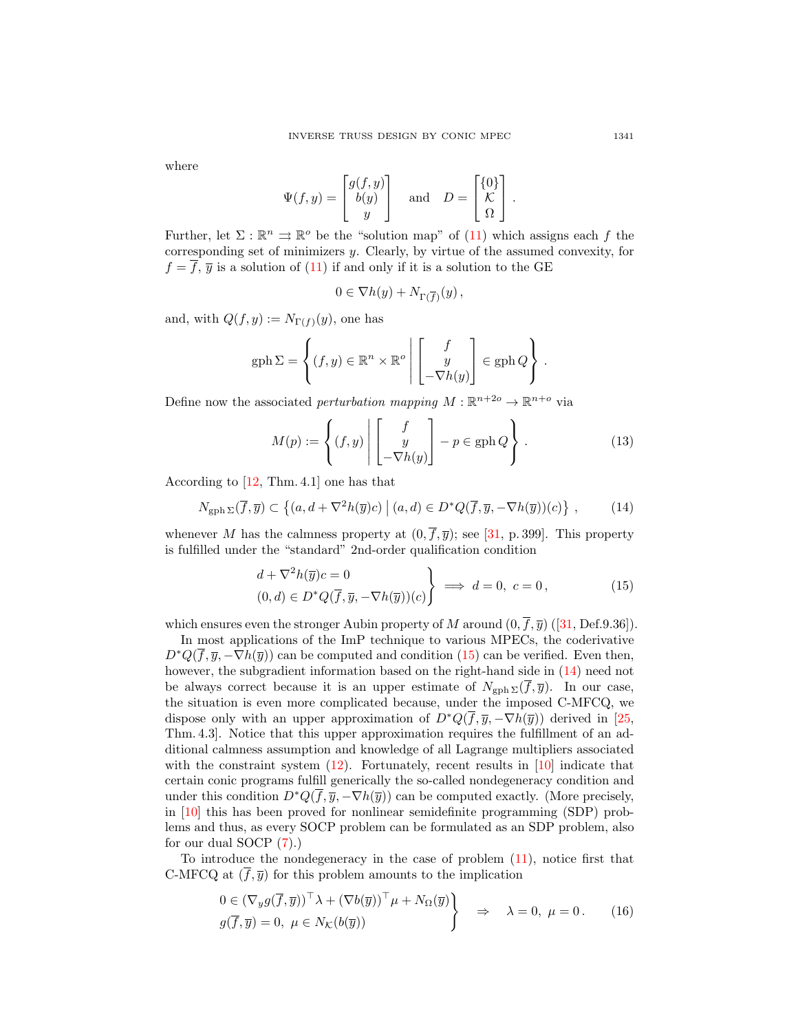where

$$
\Psi(f,y) = \begin{bmatrix} g(f,y) \\ b(y) \\ y \end{bmatrix} \quad \text{and} \quad D = \begin{bmatrix} \{0\} \\ \mathcal{K} \\ \Omega \end{bmatrix}.
$$

Further, let $\Sigma : \mathbb{R}^n \rightrightarrows \mathbb{R}^o$ be the "solution map" of (11) which assigns each $f$ the corresponding set of minimizers $y$. Clearly, by virtue of the assumed convexity, for $f = \overline{f}$, $\overline{y}$ is a solution of (11) if and only if it is a solution to the GE

$$
0 \in \nabla h(y) + N_{\Gamma(\overline{f})}(y),
$$

and, with $Q(f,y) := N_{\Gamma(f)}(y)$, one has

$$
\operatorname{gph}\Sigma = \left\{ (f,y) \in \mathbb{R}^n \times \mathbb{R}^o \;\middle|\; \begin{bmatrix} f \\ y \\ -\nabla h(y) \end{bmatrix} \in \operatorname{gph} Q \right\}.
$$

Define now the associated *perturbation mapping* $M : \mathbb{R}^{n+2o} \to \mathbb{R}^{n+o}$ via

$$
M(p) := \left\{ (f,y) \;\middle|\; \begin{bmatrix} f \\ y \\ -\nabla h(y) \end{bmatrix} - p \in \operatorname{gph} Q \right\}. \tag{13}
$$

According to [12, Thm. 4.1] one has that

$$
N_{\operatorname{gph}\Sigma}(\overline{f},\overline{y}) \subset \left\{ (a, d + \nabla^2 h(\overline{y})c) \;\middle|\; (a,d) \in D^*Q(\overline{f},\overline{y},-\nabla h(\overline{y}))(c) \right\}, \tag{14}
$$

whenever $M$ has the calmness property at $(0,\overline{f},\overline{y})$; see [31, p. 399]. This property is fulfilled under the "standard" 2nd-order qualification condition

$$
\left.\begin{aligned} & d + \nabla^2 h(\overline{y})c = 0 \\ & (0,d) \in D^*Q(\overline{f},\overline{y},-\nabla h(\overline{y}))(c) \end{aligned}\right\} \implies d = 0,\ c = 0, \tag{15}
$$

which ensures even the stronger Aubin property of $M$ around $(0,\overline{f},\overline{y})$ ([31, Def.9.36]).

In most applications of the ImP technique to various MPECs, the coderivative $D^*Q(\overline{f},\overline{y},-\nabla h(\overline{y}))$ can be computed and condition (15) can be verified. Even then, however, the subgradient information based on the right-hand side in (14) need not be always correct because it is an upper estimate of $N_{\operatorname{gph}\Sigma}(\overline{f},\overline{y})$. In our case, the situation is even more complicated because, under the imposed C-MFCQ, we dispose only with an upper approximation of $D^*Q(\overline{f},\overline{y},-\nabla h(\overline{y}))$ derived in [25, Thm. 4.3]. Notice that this upper approximation requires the fulfillment of an additional calmness assumption and knowledge of all Lagrange multipliers associated with the constraint system (12). Fortunately, recent results in [10] indicate that certain conic programs fulfill generically the so-called nondegeneracy condition and under this condition $D^*Q(\overline{f},\overline{y},-\nabla h(\overline{y}))$ can be computed exactly. (More precisely, in [10] this has been proved for nonlinear semidefinite programming (SDP) problems and thus, as every SOCP problem can be formulated as an SDP problem, also for our dual SOCP (7).)

To introduce the nondegeneracy in the case of problem (11), notice first that C-MFCQ at $(\overline{f},\overline{y})$ for this problem amounts to the implication

$$
\left.\begin{aligned} & 0 \in (\nabla_y g(\overline{f},\overline{y}))^\top \lambda + (\nabla b(\overline{y}))^\top \mu + N_\Omega(\overline{y}) \\ & g(\overline{f},\overline{y}) = 0,\ \mu \in N_{\mathcal{K}}(b(\overline{y})) \end{aligned}\right\} \quad \Rightarrow \quad \lambda = 0,\ \mu = 0. \tag{16}
$$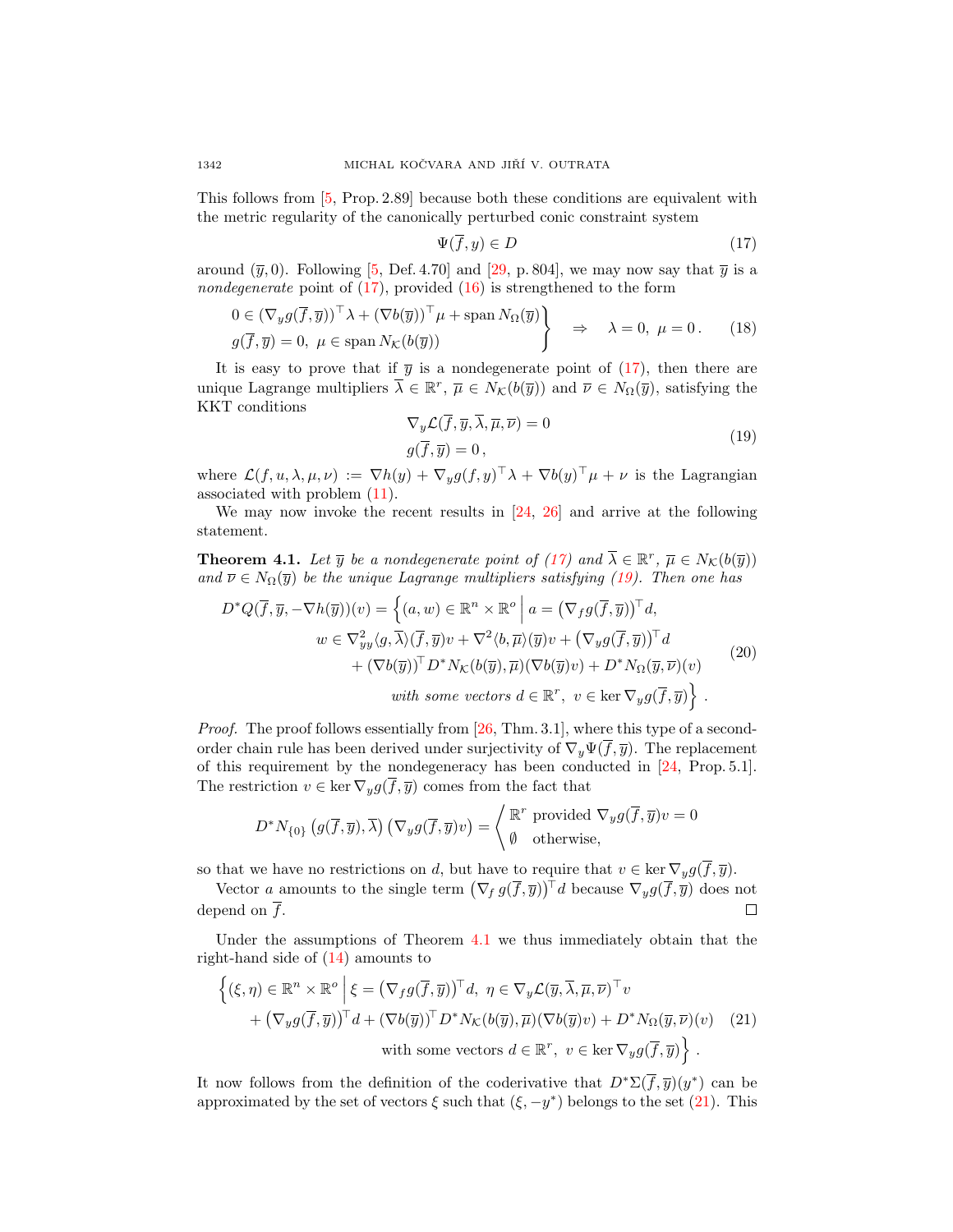This follows from [5, Prop. 2.89] because both these conditions are equivalent with the metric regularity of the canonically perturbed conic constraint system

$$\Psi(\overline{f}, y) \in D \tag{17}$$

around $(\overline{y}, 0)$. Following [5, Def. 4.70] and [29, p. 804], we may now say that $\overline{y}$ is a *nondegenerate* point of (17), provided (16) is strengthened to the form

$$\left.\begin{array}{l} 0 \in (\nabla_y g(\overline{f}, \overline{y}))^\top \lambda + (\nabla b(\overline{y}))^\top \mu + \operatorname{span} N_\Omega(\overline{y}) \\ g(\overline{f}, \overline{y}) = 0,\ \mu \in \operatorname{span} N_{\mathcal{K}}(b(\overline{y})) \end{array}\right\} \quad \Rightarrow \quad \lambda = 0,\ \mu = 0\,. \tag{18}$$

It is easy to prove that if $\overline{y}$ is a nondegenerate point of (17), then there are unique Lagrange multipliers $\overline{\lambda} \in \mathbb{R}^r$, $\overline{\mu} \in N_{\mathcal{K}}(b(\overline{y}))$ and $\overline{\nu} \in N_\Omega(\overline{y})$, satisfying the KKT conditions

$$\begin{aligned} &\nabla_y \mathcal{L}(\overline{f}, \overline{y}, \overline{\lambda}, \overline{\mu}, \overline{\nu}) = 0 \\ &g(\overline{f}, \overline{y}) = 0\,, \end{aligned} \tag{19}$$

where $\mathcal{L}(f, u, \lambda, \mu, \nu) := \nabla h(y) + \nabla_y g(f, y)^\top \lambda + \nabla b(y)^\top \mu + \nu$ is the Lagrangian associated with problem (11).

We may now invoke the recent results in [24, 26] and arrive at the following statement.

**Theorem 4.1.** *Let $\overline{y}$ be a nondegenerate point of (17) and $\overline{\lambda} \in \mathbb{R}^r$, $\overline{\mu} \in N_{\mathcal{K}}(b(\overline{y}))$ and $\overline{\nu} \in N_\Omega(\overline{y})$ be the unique Lagrange multipliers satisfying (19). Then one has*

$$\begin{aligned} D^*Q(\overline{f}, \overline{y}, -\nabla h(\overline{y}))(v) = \Big\{ (a, w) \in \mathbb{R}^n \times \mathbb{R}^o \,\Big|\, & a = \big(\nabla_f g(\overline{f}, \overline{y})\big)^\top d, \\ & w \in \nabla^2_{yy} \langle g, \overline{\lambda} \rangle (\overline{f}, \overline{y}) v + \nabla^2 \langle b, \overline{\mu} \rangle (\overline{y}) v + \big(\nabla_y g(\overline{f}, \overline{y})\big)^\top d \\ & \quad + (\nabla b(\overline{y}))^\top D^* N_{\mathcal{K}}(b(\overline{y}), \overline{\mu})(\nabla b(\overline{y}) v) + D^* N_\Omega(\overline{y}, \overline{\nu})(v) \\ & \text{with some vectors } d \in \mathbb{R}^r,\ v \in \ker \nabla_y g(\overline{f}, \overline{y}) \Big\}\,. \end{aligned} \tag{20}$$

*Proof.* The proof follows essentially from [26, Thm. 3.1], where this type of a second-order chain rule has been derived under surjectivity of $\nabla_y \Psi(\overline{f}, \overline{y})$. The replacement of this requirement by the nondegeneracy has been conducted in [24, Prop. 5.1]. The restriction $v \in \ker \nabla_y g(\overline{f}, \overline{y})$ comes from the fact that

$$D^* N_{\{0\}} \big(g(\overline{f}, \overline{y}), \overline{\lambda}\big) \big(\nabla_y g(\overline{f}, \overline{y}) v\big) = \left\langle \begin{array}{ll} \mathbb{R}^r & \text{provided } \nabla_y g(\overline{f}, \overline{y}) v = 0 \\ \emptyset & \text{otherwise,} \end{array} \right.$$

so that we have no restrictions on $d$, but have to require that $v \in \ker \nabla_y g(\overline{f}, \overline{y})$.

Vector $a$ amounts to the single term $\big(\nabla_f g(\overline{f}, \overline{y})\big)^\top d$ because $\nabla_y g(\overline{f}, \overline{y})$ does not depend on $\overline{f}$. ∎

Under the assumptions of Theorem 4.1 we thus immediately obtain that the right-hand side of (14) amounts to

$$\begin{aligned} \Big\{ (\xi, \eta) \in \mathbb{R}^n \times \mathbb{R}^o \,\Big|\, & \xi = \big(\nabla_f g(\overline{f}, \overline{y})\big)^\top d,\ \eta \in \nabla_y \mathcal{L}(\overline{y}, \overline{\lambda}, \overline{\mu}, \overline{\nu})^\top v \\ & + \big(\nabla_y g(\overline{f}, \overline{y})\big)^\top d + (\nabla b(\overline{y}))^\top D^* N_{\mathcal{K}}(b(\overline{y}), \overline{\mu})(\nabla b(\overline{y}) v) + D^* N_\Omega(\overline{y}, \overline{\nu})(v) \\ & \text{with some vectors } d \in \mathbb{R}^r,\ v \in \ker \nabla_y g(\overline{f}, \overline{y}) \Big\}\,. \end{aligned} \tag{21}$$

It now follows from the definition of the coderivative that $D^*\Sigma(\overline{f}, \overline{y})(y^*)$ can be approximated by the set of vectors $\xi$ such that $(\xi, -y^*)$ belongs to the set (21). This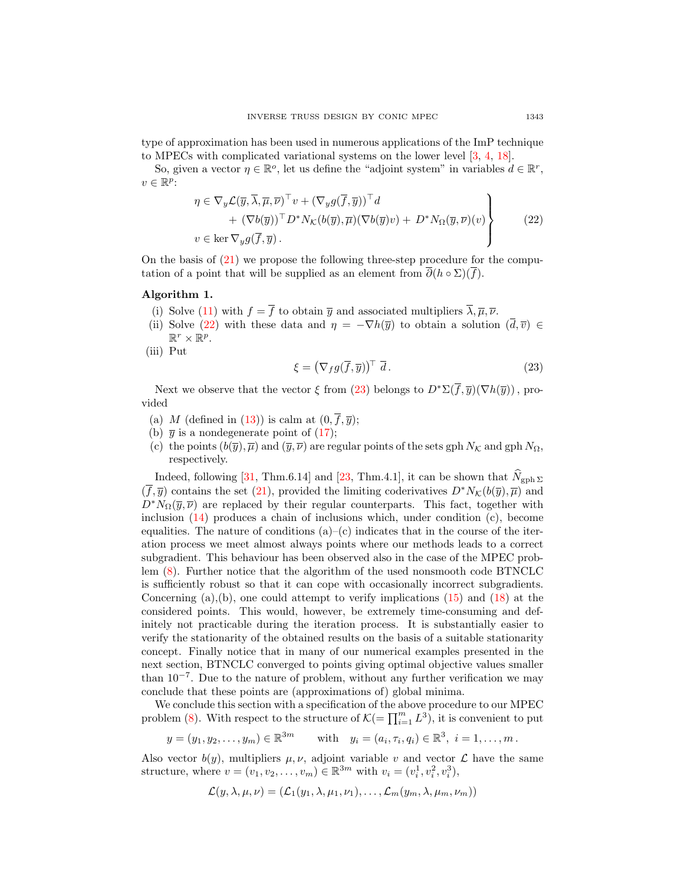type of approximation has been used in numerous applications of the ImP technique to MPECs with complicated variational systems on the lower level [3, 4, 18].

So, given a vector $\eta \in \mathbb{R}^o$, let us define the "adjoint system" in variables $d \in \mathbb{R}^r$, $v \in \mathbb{R}^p$:

$$
\left.\begin{aligned}
&\eta \in \nabla_y \mathcal{L}(\overline{y}, \overline{\lambda}, \overline{\mu}, \overline{\nu})^\top v + (\nabla_y g(\overline{f}, \overline{y}))^\top d \\
&\qquad + (\nabla b(\overline{y}))^\top D^* N_{\mathcal{K}}(b(\overline{y}), \overline{\mu})(\nabla b(\overline{y}) v) + D^* N_\Omega(\overline{y}, \overline{\nu})(v) \\
&v \in \ker \nabla_y g(\overline{f}, \overline{y})\,.
\end{aligned}\right\} \tag{22}
$$

On the basis of (21) we propose the following three-step procedure for the computation of a point that will be supplied as an element from $\overline{\partial}(h \circ \Sigma)(\overline{f})$.

**Algorithm 1.**

- (i) Solve (11) with $f = \overline{f}$ to obtain $\overline{y}$ and associated multipliers $\overline{\lambda}, \overline{\mu}, \overline{\nu}$.
- (ii) Solve (22) with these data and $\eta = -\nabla h(\overline{y})$ to obtain a solution $(\overline{d}, \overline{v}) \in \mathbb{R}^r \times \mathbb{R}^p$.
- (iii) Put

$$
\xi = \left(\nabla_f g(\overline{f}, \overline{y})\right)^\top \overline{d}\,. \tag{23}
$$

Next we observe that the vector $\xi$ from (23) belongs to $D^*\Sigma(\overline{f}, \overline{y})(\nabla h(\overline{y}))$, provided

- (a) $M$ (defined in (13)) is calm at $(0, \overline{f}, \overline{y})$;
- (b) $\overline{y}$ is a nondegenerate point of (17);
- (c) the points $(b(\overline{y}), \overline{\mu})$ and $(\overline{y}, \overline{\nu})$ are regular points of the sets $\operatorname{gph} N_{\mathcal{K}}$ and $\operatorname{gph} N_\Omega$, respectively.

Indeed, following [31, Thm.6.14] and [23, Thm.4.1], it can be shown that $\widehat{N}_{\operatorname{gph}\Sigma}(\overline{f}, \overline{y})$ contains the set (21), provided the limiting coderivatives $D^* N_{\mathcal{K}}(b(\overline{y}), \overline{\mu})$ and $D^* N_\Omega(\overline{y}, \overline{\nu})$ are replaced by their regular counterparts. This fact, together with inclusion (14) produces a chain of inclusions which, under condition (c), become equalities. The nature of conditions (a)–(c) indicates that in the course of the iteration process we meet almost always points where our methods leads to a correct subgradient. This behaviour has been observed also in the case of the MPEC problem (8). Further notice that the algorithm of the used nonsmooth code BTNCLC is sufficiently robust so that it can cope with occasionally incorrect subgradients. Concerning (a),(b), one could attempt to verify implications (15) and (18) at the considered points. This would, however, be extremely time-consuming and definitely not practicable during the iteration process. It is substantially easier to verify the stationarity of the obtained results on the basis of a suitable stationarity concept. Finally notice that in many of our numerical examples presented in the next section, BTNCLC converged to points giving optimal objective values smaller than $10^{-7}$. Due to the nature of problem, without any further verification we may conclude that these points are (approximations of) global minima.

We conclude this section with a specification of the above procedure to our MPEC problem (8). With respect to the structure of $\mathcal{K}(= \prod_{i=1}^m L^3)$, it is convenient to put

$$
y = (y_1, y_2, \ldots, y_m) \in \mathbb{R}^{3m} \qquad \text{with} \quad y_i = (a_i, \tau_i, q_i) \in \mathbb{R}^3,\ i = 1, \ldots, m\,.
$$

Also vector $b(y)$, multipliers $\mu, \nu$, adjoint variable $v$ and vector $\mathcal{L}$ have the same structure, where $v = (v_1, v_2, \ldots, v_m) \in \mathbb{R}^{3m}$ with $v_i = (v_i^1, v_i^2, v_i^3)$,

$$
\mathcal{L}(y, \lambda, \mu, \nu) = (\mathcal{L}_1(y_1, \lambda, \mu_1, \nu_1), \ldots, \mathcal{L}_m(y_m, \lambda, \mu_m, \nu_m))
$$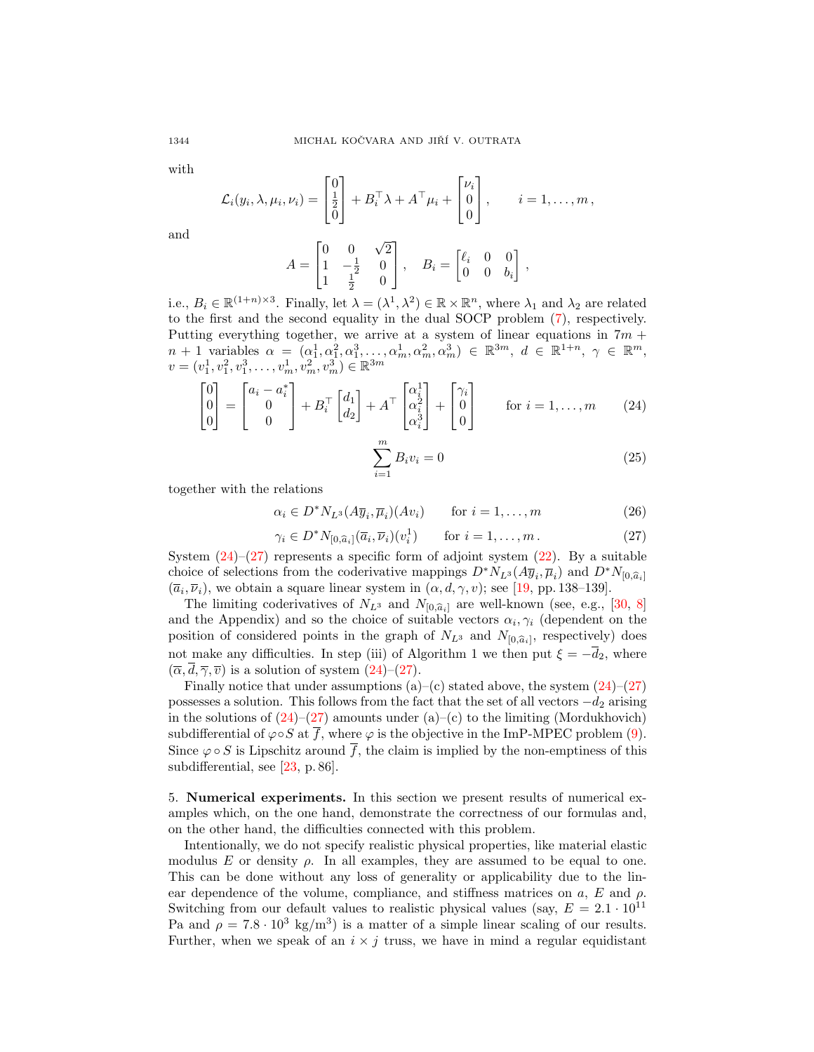with

$$\mathcal{L}_i(y_i, \lambda, \mu_i, \nu_i) = \begin{bmatrix} 0 \\ \frac{1}{2} \\ 0 \end{bmatrix} + B_i^\top \lambda + A^\top \mu_i + \begin{bmatrix} \nu_i \\ 0 \\ 0 \end{bmatrix}, \qquad i = 1, \ldots, m\,,$$

and

$$A = \begin{bmatrix} 0 & 0 & \sqrt{2} \\ 1 & -\frac{1}{2} & 0 \\ 1 & \frac{1}{2} & 0 \end{bmatrix}, \quad B_i = \begin{bmatrix} \ell_i & 0 & 0 \\ 0 & 0 & b_i \end{bmatrix},$$

i.e., $B_i \in \mathbb{R}^{(1+n)\times 3}$. Finally, let $\lambda = (\lambda^1, \lambda^2) \in \mathbb{R} \times \mathbb{R}^n$, where $\lambda_1$ and $\lambda_2$ are related to the first and the second equality in the dual SOCP problem (7), respectively. Putting everything together, we arrive at a system of linear equations in $7m + n + 1$ variables $\alpha = (\alpha_1^1, \alpha_1^2, \alpha_1^3, \ldots, \alpha_m^1, \alpha_m^2, \alpha_m^3) \in \mathbb{R}^{3m}$, $d \in \mathbb{R}^{1+n}$, $\gamma \in \mathbb{R}^m$, $v = (v_1^1, v_1^2, v_1^3, \ldots, v_m^1, v_m^2, v_m^3) \in \mathbb{R}^{3m}$

$$\begin{bmatrix} 0 \\ 0 \\ 0 \end{bmatrix} = \begin{bmatrix} a_i - a_i^* \\ 0 \\ 0 \end{bmatrix} + B_i^\top \begin{bmatrix} d_1 \\ d_2 \end{bmatrix} + A^\top \begin{bmatrix} \alpha_i^1 \\ \alpha_i^2 \\ \alpha_i^3 \end{bmatrix} + \begin{bmatrix} \gamma_i \\ 0 \\ 0 \end{bmatrix} \qquad \text{for } i = 1, \ldots, m \tag{24}$$

$$\sum_{i=1}^m B_i v_i = 0 \tag{25}$$

together with the relations

$$\alpha_i \in D^* N_{L^3}(A\overline{y}_i, \overline{\mu}_i)(Av_i) \qquad \text{for } i = 1, \ldots, m \tag{26}$$

$$\gamma_i \in D^* N_{[0,\widehat{a}_i]}(\overline{a}_i, \overline{\nu}_i)(v_i^1) \qquad \text{for } i = 1, \ldots, m\,. \tag{27}$$

System (24)–(27) represents a specific form of adjoint system (22). By a suitable choice of selections from the coderivative mappings $D^* N_{L^3}(A\overline{y}_i, \overline{\mu}_i)$ and $D^* N_{[0,\widehat{a}_i]}(\overline{a}_i, \overline{\nu}_i)$, we obtain a square linear system in $(\alpha, d, \gamma, v)$; see [19, pp. 138–139].

The limiting coderivatives of $N_{L^3}$ and $N_{[0,\widehat{a}_i]}$ are well-known (see, e.g., [30, 8] and the Appendix) and so the choice of suitable vectors $\alpha_i, \gamma_i$ (dependent on the position of considered points in the graph of $N_{L^3}$ and $N_{[0,\widehat{a}_i]}$, respectively) does not make any difficulties. In step (iii) of Algorithm 1 we then put $\xi = -\overline{d}_2$, where $(\overline{\alpha}, \overline{d}, \overline{\gamma}, \overline{v})$ is a solution of system (24)–(27).

Finally notice that under assumptions (a)–(c) stated above, the system (24)–(27) possesses a solution. This follows from the fact that the set of all vectors $-d_2$ arising in the solutions of (24)–(27) amounts under (a)–(c) to the limiting (Mordukhovich) subdifferential of $\varphi \circ S$ at $\overline{f}$, where $\varphi$ is the objective in the ImP-MPEC problem (9). Since $\varphi \circ S$ is Lipschitz around $\overline{f}$, the claim is implied by the non-emptiness of this subdifferential, see [23, p. 86].

## 5. Numerical experiments.

In this section we present results of numerical examples which, on the one hand, demonstrate the correctness of our formulas and, on the other hand, the difficulties connected with this problem.

Intentionally, we do not specify realistic physical properties, like material elastic modulus $E$ or density $\rho$. In all examples, they are assumed to be equal to one. This can be done without any loss of generality or applicability due to the linear dependence of the volume, compliance, and stiffness matrices on $a$, $E$ and $\rho$. Switching from our default values to realistic physical values (say, $E = 2.1 \cdot 10^{11}$ Pa and $\rho = 7.8 \cdot 10^3$ kg/m$^3$) is a matter of a simple linear scaling of our results. Further, when we speak of an $i \times j$ truss, we have in mind a regular equidistant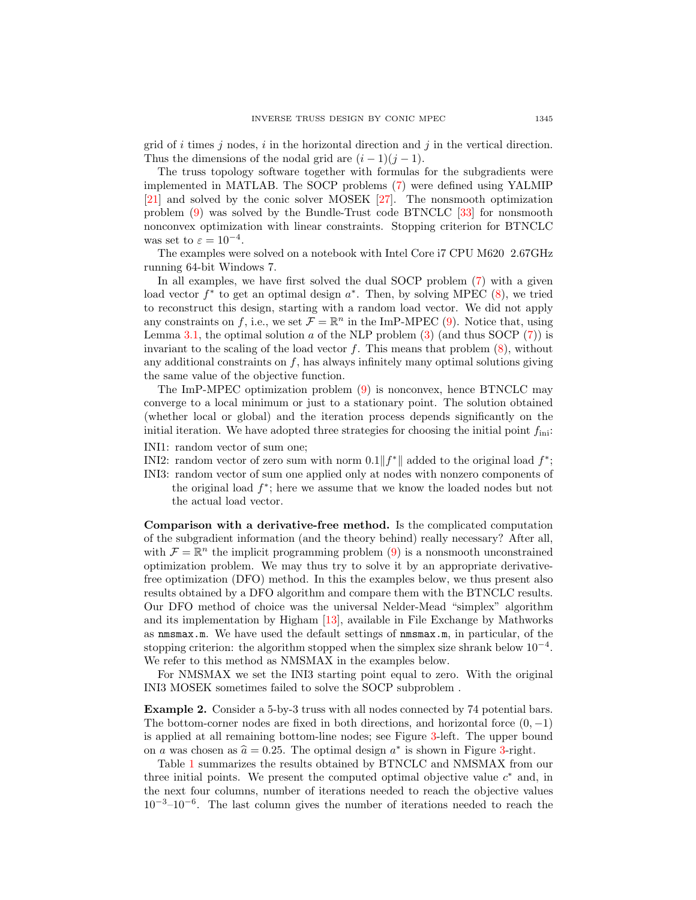grid of $i$ times $j$ nodes, $i$ in the horizontal direction and $j$ in the vertical direction. Thus the dimensions of the nodal grid are $(i-1)(j-1)$.

The truss topology software together with formulas for the subgradients were implemented in MATLAB. The SOCP problems (7) were defined using YALMIP [21] and solved by the conic solver MOSEK [27]. The nonsmooth optimization problem (9) was solved by the Bundle-Trust code BTNCLC [33] for nonsmooth nonconvex optimization with linear constraints. Stopping criterion for BTNCLC was set to $\varepsilon = 10^{-4}$.

The examples were solved on a notebook with Intel Core i7 CPU M620 2.67GHz running 64-bit Windows 7.

In all examples, we have first solved the dual SOCP problem (7) with a given load vector $f^*$ to get an optimal design $a^*$. Then, by solving MPEC (8), we tried to reconstruct this design, starting with a random load vector. We did not apply any constraints on $f$, i.e., we set $\mathcal{F} = \mathbb{R}^n$ in the ImP-MPEC (9). Notice that, using Lemma 3.1, the optimal solution $a$ of the NLP problem (3) (and thus SOCP (7)) is invariant to the scaling of the load vector $f$. This means that problem (8), without any additional constraints on $f$, has always infinitely many optimal solutions giving the same value of the objective function.

The ImP-MPEC optimization problem (9) is nonconvex, hence BTNCLC may converge to a local minimum or just to a stationary point. The solution obtained (whether local or global) and the iteration process depends significantly on the initial iteration. We have adopted three strategies for choosing the initial point $f_{\text{ini}}$:

INI1: random vector of sum one;

INI2: random vector of zero sum with norm $0.1\|f^*\|$ added to the original load $f^*$;

INI3: random vector of sum one applied only at nodes with nonzero components of the original load $f^*$; here we assume that we know the loaded nodes but not the actual load vector.

**Comparison with a derivative-free method.** Is the complicated computation of the subgradient information (and the theory behind) really necessary? After all, with $\mathcal{F} = \mathbb{R}^n$ the implicit programming problem (9) is a nonsmooth unconstrained optimization problem. We may thus try to solve it by an appropriate derivative-free optimization (DFO) method. In this the examples below, we thus present also results obtained by a DFO algorithm and compare them with the BTNCLC results. Our DFO method of choice was the universal Nelder-Mead "simplex" algorithm and its implementation by Higham [13], available in File Exchange by Mathworks as `nmsmax.m`. We have used the default settings of `nmsmax.m`, in particular, of the stopping criterion: the algorithm stopped when the simplex size shrank below $10^{-4}$. We refer to this method as NMSMAX in the examples below.

For NMSMAX we set the INI3 starting point equal to zero. With the original INI3 MOSEK sometimes failed to solve the SOCP subproblem .

**Example 2.** Consider a 5-by-3 truss with all nodes connected by 74 potential bars. The bottom-corner nodes are fixed in both directions, and horizontal force $(0, -1)$ is applied at all remaining bottom-line nodes; see Figure 3-left. The upper bound on $a$ was chosen as $\widehat{a} = 0.25$. The optimal design $a^*$ is shown in Figure 3-right.

Table 1 summarizes the results obtained by BTNCLC and NMSMAX from our three initial points. We present the computed optimal objective value $c^*$ and, in the next four columns, number of iterations needed to reach the objective values $10^{-3}$–$10^{-6}$. The last column gives the number of iterations needed to reach the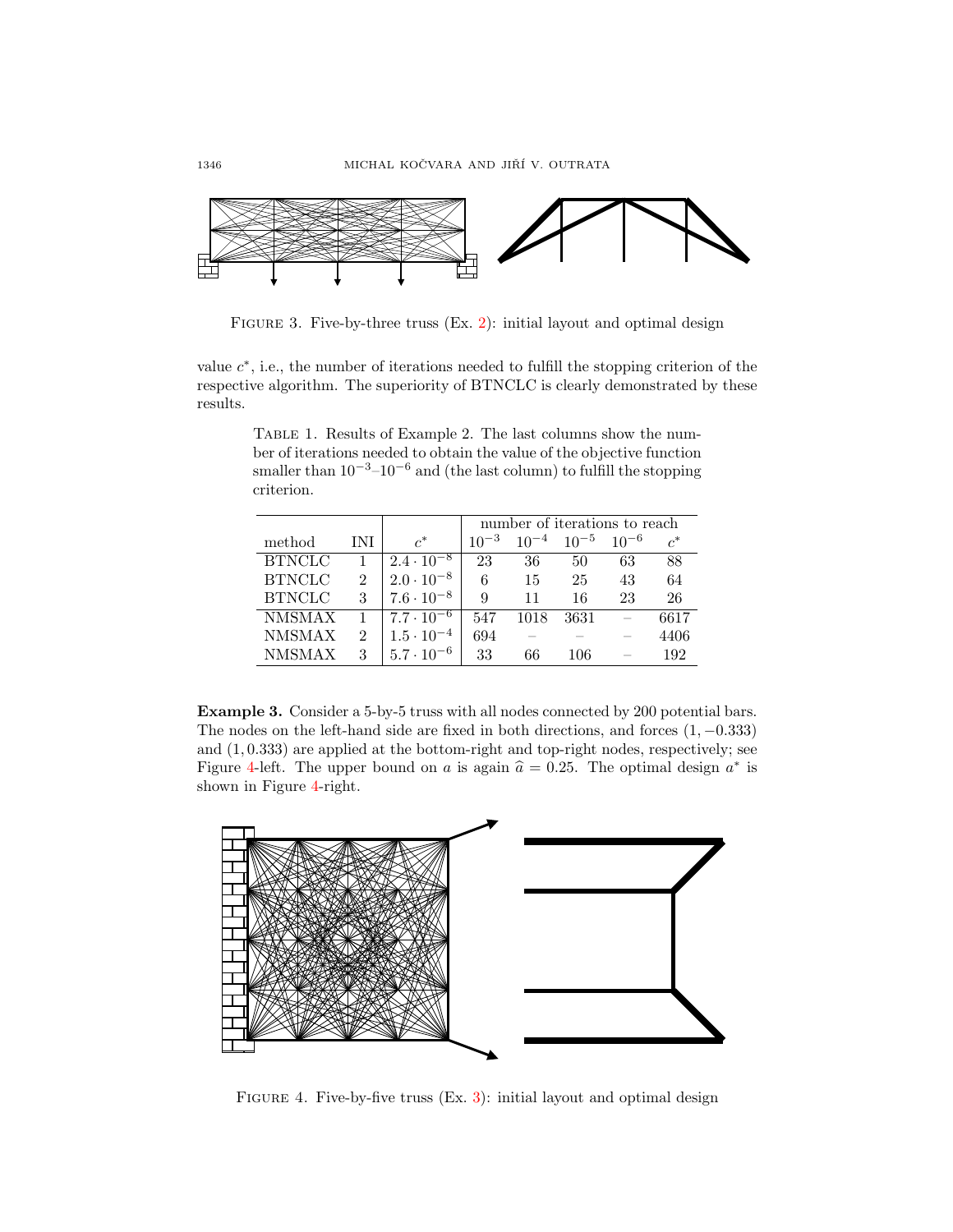FIGURE 3. Five-by-three truss (Ex. 2): initial layout and optimal design

value $c^*$, i.e., the number of iterations needed to fulfill the stopping criterion of the respective algorithm. The superiority of BTNCLC is clearly demonstrated by these results.

TABLE 1. Results of Example 2. The last columns show the number of iterations needed to obtain the value of the objective function smaller than $10^{-3}$–$10^{-6}$ and (the last column) to fulfill the stopping criterion.

| | | | number of iterations to reach | | | | |
|---|---|---|---|---|---|---|---|
| method | INI | $c^*$ | $10^{-3}$ | $10^{-4}$ | $10^{-5}$ | $10^{-6}$ | $c^*$ |
| BTNCLC | 1 | $2.4 \cdot 10^{-8}$ | 23 | 36 | 50 | 63 | 88 |
| BTNCLC | 2 | $2.0 \cdot 10^{-8}$ | 6 | 15 | 25 | 43 | 64 |
| BTNCLC | 3 | $7.6 \cdot 10^{-8}$ | 9 | 11 | 16 | 23 | 26 |
| NMSMAX | 1 | $7.7 \cdot 10^{-6}$ | 547 | 1018 | 3631 | – | 6617 |
| NMSMAX | 2 | $1.5 \cdot 10^{-4}$ | 694 | – | – | – | 4406 |
| NMSMAX | 3 | $5.7 \cdot 10^{-6}$ | 33 | 66 | 106 | – | 192 |

**Example 3.** Consider a 5-by-5 truss with all nodes connected by 200 potential bars. The nodes on the left-hand side are fixed in both directions, and forces $(1, -0.333)$ and $(1, 0.333)$ are applied at the bottom-right and top-right nodes, respectively; see Figure 4-left. The upper bound on $a$ is again $\widehat{a} = 0.25$. The optimal design $a^*$ is shown in Figure 4-right.

FIGURE 4. Five-by-five truss (Ex. 3): initial layout and optimal design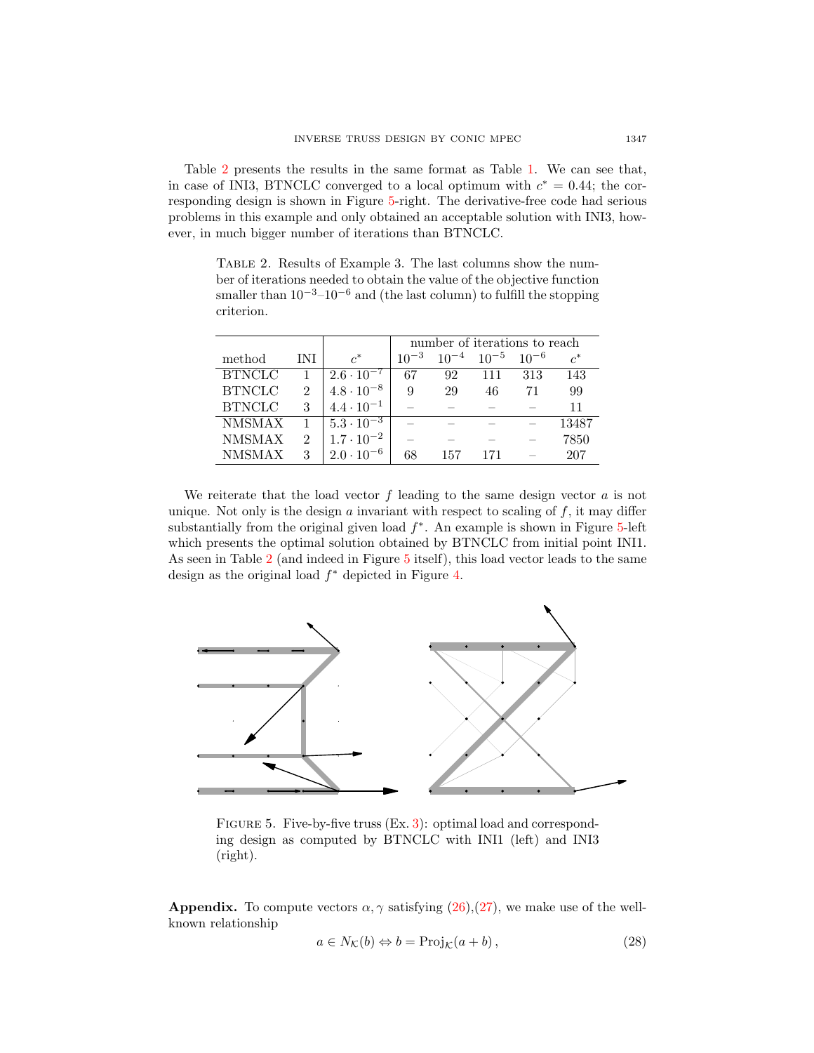Table 2 presents the results in the same format as Table 1. We can see that, in case of INI3, BTNCLC converged to a local optimum with $c^* = 0.44$; the corresponding design is shown in Figure 5-right. The derivative-free code had serious problems in this example and only obtained an acceptable solution with INI3, however, in much bigger number of iterations than BTNCLC.

Table 2. Results of Example 3. The last columns show the number of iterations needed to obtain the value of the objective function smaller than $10^{-3}$–$10^{-6}$ and (the last column) to fulfill the stopping criterion.

| | | | number of iterations to reach | | | | |
|---|---|---|---|---|---|---|---|
| method | INI | $c^*$ | $10^{-3}$ | $10^{-4}$ | $10^{-5}$ | $10^{-6}$ | $c^*$ |
| BTNCLC | 1 | $2.6 \cdot 10^{-7}$ | 67 | 92 | 111 | 313 | 143 |
| BTNCLC | 2 | $4.8 \cdot 10^{-8}$ | 9 | 29 | 46 | 71 | 99 |
| BTNCLC | 3 | $4.4 \cdot 10^{-1}$ | – | – | – | – | 11 |
| NMSMAX | 1 | $5.3 \cdot 10^{-3}$ | – | – | – | – | 13487 |
| NMSMAX | 2 | $1.7 \cdot 10^{-2}$ | – | – | – | – | 7850 |
| NMSMAX | 3 | $2.0 \cdot 10^{-6}$ | 68 | 157 | 171 | – | 207 |

We reiterate that the load vector $f$ leading to the same design vector $a$ is not unique. Not only is the design $a$ invariant with respect to scaling of $f$, it may differ substantially from the original given load $f^*$. An example is shown in Figure 5-left which presents the optimal solution obtained by BTNCLC from initial point INI1. As seen in Table 2 (and indeed in Figure 5 itself), this load vector leads to the same design as the original load $f^*$ depicted in Figure 4.

Figure 5. Five-by-five truss (Ex. 3): optimal load and corresponding design as computed by BTNCLC with INI1 (left) and INI3 (right).

**Appendix.** To compute vectors $\alpha, \gamma$ satisfying (26),(27), we make use of the well-known relationship

$$a \in N_{\mathcal{K}}(b) \Leftrightarrow b = \text{Proj}_{\mathcal{K}}(a + b)\,, \tag{28}$$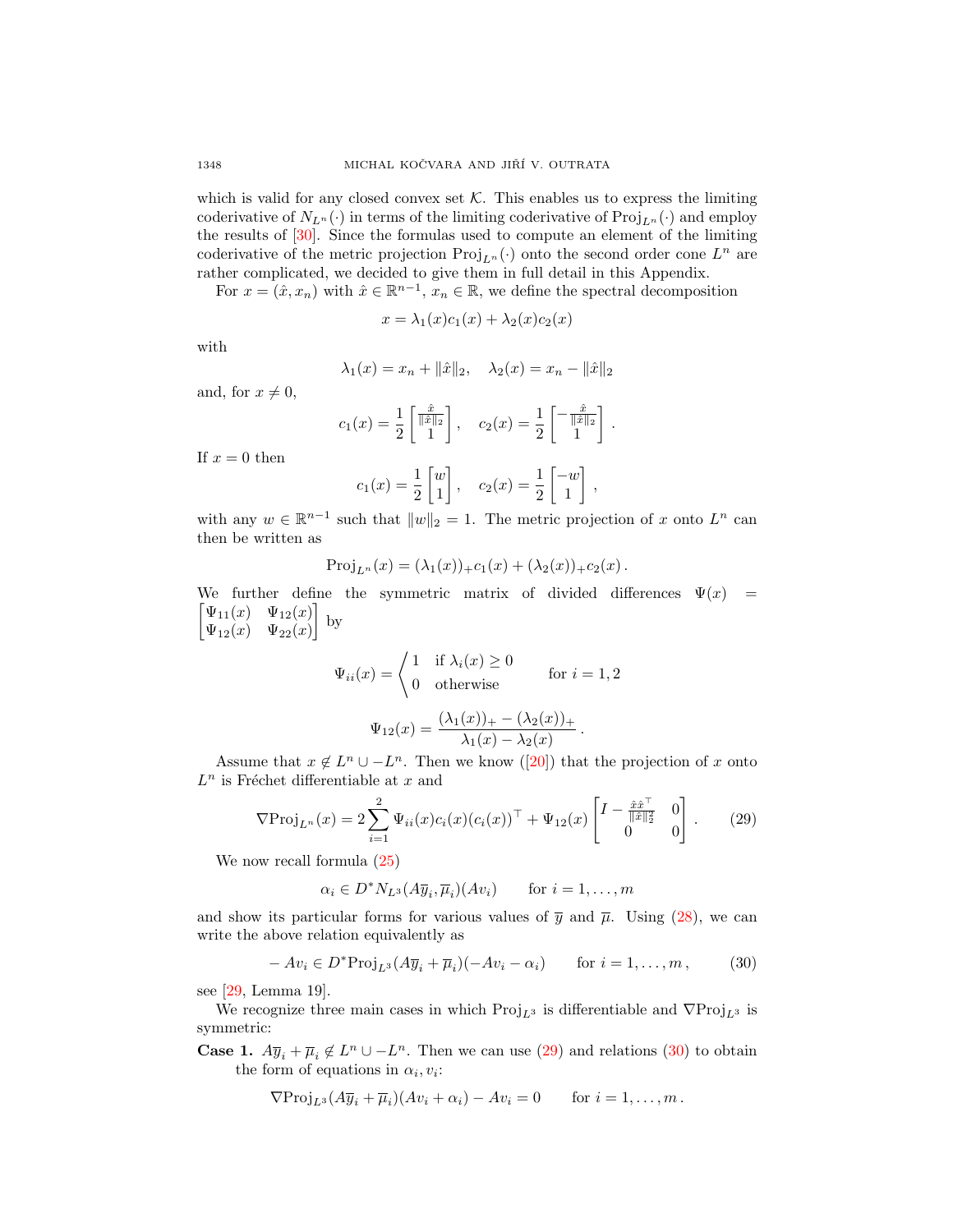which is valid for any closed convex set $\mathcal{K}$. This enables us to express the limiting coderivative of $N_{L^n}(\cdot)$ in terms of the limiting coderivative of $\text{Proj}_{L^n}(\cdot)$ and employ the results of [30]. Since the formulas used to compute an element of the limiting coderivative of the metric projection $\text{Proj}_{L^n}(\cdot)$ onto the second order cone $L^n$ are rather complicated, we decided to give them in full detail in this Appendix.

For $x = (\hat{x}, x_n)$ with $\hat{x} \in \mathbb{R}^{n-1}$, $x_n \in \mathbb{R}$, we define the spectral decomposition

$$x = \lambda_1(x)c_1(x) + \lambda_2(x)c_2(x)$$

with

$$\lambda_1(x) = x_n + \|\hat{x}\|_2, \quad \lambda_2(x) = x_n - \|\hat{x}\|_2$$

and, for $x \neq 0$,

$$c_1(x) = \frac{1}{2}\begin{bmatrix} \frac{\hat{x}}{\|\hat{x}\|_2} \\ 1 \end{bmatrix}, \quad c_2(x) = \frac{1}{2}\begin{bmatrix} -\frac{\hat{x}}{\|\hat{x}\|_2} \\ 1 \end{bmatrix}.$$

If $x = 0$ then

$$c_1(x) = \frac{1}{2}\begin{bmatrix} w \\ 1 \end{bmatrix}, \quad c_2(x) = \frac{1}{2}\begin{bmatrix} -w \\ 1 \end{bmatrix},$$

with any $w \in \mathbb{R}^{n-1}$ such that $\|w\|_2 = 1$. The metric projection of $x$ onto $L^n$ can then be written as

$$\text{Proj}_{L^n}(x) = (\lambda_1(x))_+ c_1(x) + (\lambda_2(x))_+ c_2(x).$$

We further define the symmetric matrix of divided differences $\Psi(x) = \begin{bmatrix} \Psi_{11}(x) & \Psi_{12}(x) \\ \Psi_{12}(x) & \Psi_{22}(x) \end{bmatrix}$ by

$$\Psi_{ii}(x) = \begin{cases} 1 & \text{if } \lambda_i(x) \geq 0 \\ 0 & \text{otherwise} \end{cases} \qquad \text{for } i = 1, 2$$

$$\Psi_{12}(x) = \frac{(\lambda_1(x))_+ - (\lambda_2(x))_+}{\lambda_1(x) - \lambda_2(x)}.$$

Assume that $x \notin L^n \cup -L^n$. Then we know ([20]) that the projection of $x$ onto $L^n$ is Fréchet differentiable at $x$ and

$$\nabla \text{Proj}_{L^n}(x) = 2\sum_{i=1}^{2} \Psi_{ii}(x) c_i(x)(c_i(x))^\top + \Psi_{12}(x) \begin{bmatrix} I - \frac{\hat{x}\hat{x}^\top}{\|\hat{x}\|_2^2} & 0 \\ 0 & 0 \end{bmatrix}. \tag{29}$$

We now recall formula (25)

$$\alpha_i \in D^* N_{L^3}(A\overline{y}_i, \overline{\mu}_i)(Av_i) \qquad \text{for } i = 1, \dots, m$$

and show its particular forms for various values of $\overline{y}$ and $\overline{\mu}$. Using (28), we can write the above relation equivalently as

$$-Av_i \in D^* \text{Proj}_{L^3}(A\overline{y}_i + \overline{\mu}_i)(-Av_i - \alpha_i) \qquad \text{for } i = 1, \dots, m, \tag{30}$$

see [29, Lemma 19].

We recognize three main cases in which $\text{Proj}_{L^3}$ is differentiable and $\nabla \text{Proj}_{L^3}$ is symmetric:

**Case 1.** $A\overline{y}_i + \overline{\mu}_i \notin L^n \cup -L^n$. Then we can use (29) and relations (30) to obtain the form of equations in $\alpha_i, v_i$:

$$\nabla \text{Proj}_{L^3}(A\overline{y}_i + \overline{\mu}_i)(Av_i + \alpha_i) - Av_i = 0 \qquad \text{for } i = 1, \dots, m.$$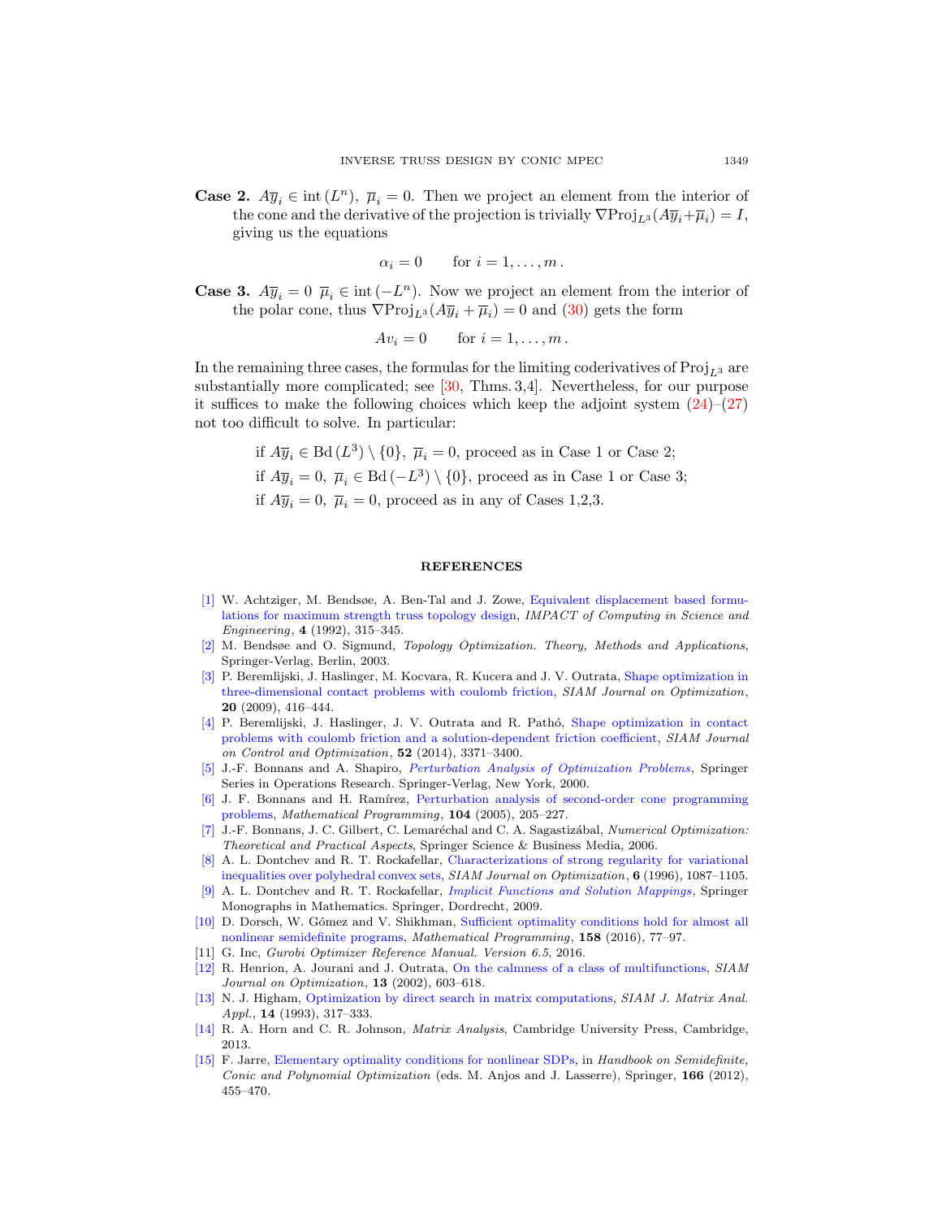**Case 2.** $A\overline{y}_i \in \operatorname{int}(L^n)$, $\overline{\mu}_i = 0$. Then we project an element from the interior of the cone and the derivative of the projection is trivially $\nabla \operatorname{Proj}_{L^3}(A\overline{y}_i + \overline{\mu}_i) = I$, giving us the equations

$$\alpha_i = 0 \qquad \text{for } i = 1, \dots, m\,.$$

**Case 3.** $A\overline{y}_i = 0$ $\overline{\mu}_i \in \operatorname{int}(-L^n)$. Now we project an element from the interior of the polar cone, thus $\nabla \operatorname{Proj}_{L^3}(A\overline{y}_i + \overline{\mu}_i) = 0$ and (30) gets the form

$$Av_i = 0 \qquad \text{for } i = 1, \dots, m\,.$$

In the remaining three cases, the formulas for the limiting coderivatives of $\operatorname{Proj}_{L^3}$ are substantially more complicated; see [30, Thms. 3,4]. Nevertheless, for our purpose it suffices to make the following choices which keep the adjoint system (24)–(27) not too difficult to solve. In particular:

if $A\overline{y}_i \in \operatorname{Bd}(L^3) \setminus \{0\}$, $\overline{\mu}_i = 0$, proceed as in Case 1 or Case 2;
if $A\overline{y}_i = 0$, $\overline{\mu}_i \in \operatorname{Bd}(-L^3) \setminus \{0\}$, proceed as in Case 1 or Case 3;
if $A\overline{y}_i = 0$, $\overline{\mu}_i = 0$, proceed as in any of Cases 1,2,3.

## REFERENCES

[1] W. Achtziger, M. Bendsøe, A. Ben-Tal and J. Zowe, Equivalent displacement based formulations for maximum strength truss topology design, *IMPACT of Computing in Science and Engineering*, **4** (1992), 315–345.

[2] M. Bendsøe and O. Sigmund, *Topology Optimization. Theory, Methods and Applications*, Springer-Verlag, Berlin, 2003.

[3] P. Beremlijski, J. Haslinger, M. Kocvara, R. Kucera and J. V. Outrata, Shape optimization in three-dimensional contact problems with coulomb friction, *SIAM Journal on Optimization*, **20** (2009), 416–444.

[4] P. Beremlijski, J. Haslinger, J. V. Outrata and R. Pathó, Shape optimization in contact problems with coulomb friction and a solution-dependent friction coefficient, *SIAM Journal on Control and Optimization*, **52** (2014), 3371–3400.

[5] J.-F. Bonnans and A. Shapiro, *Perturbation Analysis of Optimization Problems*, Springer Series in Operations Research. Springer-Verlag, New York, 2000.

[6] J. F. Bonnans and H. Ramírez, Perturbation analysis of second-order cone programming problems, *Mathematical Programming*, **104** (2005), 205–227.

[7] J.-F. Bonnans, J. C. Gilbert, C. Lemaréchal and C. A. Sagastizábal, *Numerical Optimization: Theoretical and Practical Aspects*, Springer Science & Business Media, 2006.

[8] A. L. Dontchev and R. T. Rockafellar, Characterizations of strong regularity for variational inequalities over polyhedral convex sets, *SIAM Journal on Optimization*, **6** (1996), 1087–1105.

[9] A. L. Dontchev and R. T. Rockafellar, *Implicit Functions and Solution Mappings*, Springer Monographs in Mathematics. Springer, Dordrecht, 2009.

[10] D. Dorsch, W. Gómez and V. Shikhman, Sufficient optimality conditions hold for almost all nonlinear semidefinite programs, *Mathematical Programming*, **158** (2016), 77–97.

[11] G. Inc, *Gurobi Optimizer Reference Manual. Version 6.5*, 2016.

[12] R. Henrion, A. Jourani and J. Outrata, On the calmness of a class of multifunctions, *SIAM Journal on Optimization*, **13** (2002), 603–618.

[13] N. J. Higham, Optimization by direct search in matrix computations, *SIAM J. Matrix Anal. Appl.*, **14** (1993), 317–333.

[14] R. A. Horn and C. R. Johnson, *Matrix Analysis*, Cambridge University Press, Cambridge, 2013.

[15] F. Jarre, Elementary optimality conditions for nonlinear SDPs, in *Handbook on Semidefinite, Conic and Polynomial Optimization* (eds. M. Anjos and J. Lasserre), Springer, **166** (2012), 455–470.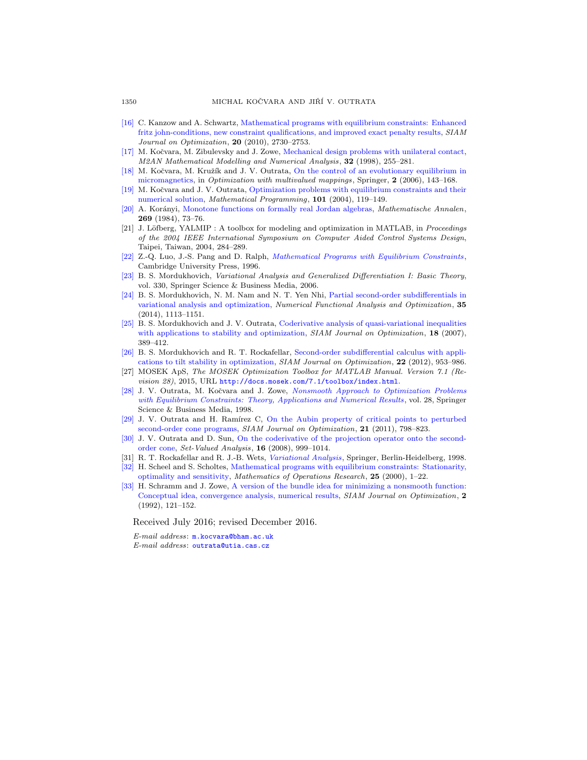[16] C. Kanzow and A. Schwartz, Mathematical programs with equilibrium constraints: Enhanced fritz john-conditions, new constraint qualifications, and improved exact penalty results, *SIAM Journal on Optimization*, **20** (2010), 2730–2753.

[17] M. Kočvara, M. Zibulevsky and J. Zowe, Mechanical design problems with unilateral contact, *M2AN Mathematical Modelling and Numerical Analysis*, **32** (1998), 255–281.

[18] M. Kočvara, M. Kružík and J. V. Outrata, On the control of an evolutionary equilibrium in micromagnetics, in *Optimization with multivalued mappings*, Springer, **2** (2006), 143–168.

[19] M. Kočvara and J. V. Outrata, Optimization problems with equilibrium constraints and their numerical solution, *Mathematical Programming*, **101** (2004), 119–149.

[20] A. Korányi, Monotone functions on formally real Jordan algebras, *Mathematische Annalen*, **269** (1984), 73–76.

[21] J. Löfberg, YALMIP : A toolbox for modeling and optimization in MATLAB, in *Proceedings of the 2004 IEEE International Symposium on Computer Aided Control Systems Design*, Taipei, Taiwan, 2004, 284–289.

[22] Z.-Q. Luo, J.-S. Pang and D. Ralph, *Mathematical Programs with Equilibrium Constraints*, Cambridge University Press, 1996.

[23] B. S. Mordukhovich, *Variational Analysis and Generalized Differentiation I: Basic Theory*, vol. 330, Springer Science & Business Media, 2006.

[24] B. S. Mordukhovich, N. M. Nam and N. T. Yen Nhi, Partial second-order subdifferentials in variational analysis and optimization, *Numerical Functional Analysis and Optimization*, **35** (2014), 1113–1151.

[25] B. S. Mordukhovich and J. V. Outrata, Coderivative analysis of quasi-variational inequalities with applications to stability and optimization, *SIAM Journal on Optimization*, **18** (2007), 389–412.

[26] B. S. Mordukhovich and R. T. Rockafellar, Second-order subdifferential calculus with applications to tilt stability in optimization, *SIAM Journal on Optimization*, **22** (2012), 953–986.

[27] MOSEK ApS, *The MOSEK Optimization Toolbox for MATLAB Manual. Version 7.1 (Revision 28)*, 2015, URL `http://docs.mosek.com/7.1/toolbox/index.html`.

[28] J. V. Outrata, M. Kočvara and J. Zowe, *Nonsmooth Approach to Optimization Problems with Equilibrium Constraints: Theory, Applications and Numerical Results*, vol. 28, Springer Science & Business Media, 1998.

[29] J. V. Outrata and H. Ramírez C, On the Aubin property of critical points to perturbed second-order cone programs, *SIAM Journal on Optimization*, **21** (2011), 798–823.

[30] J. V. Outrata and D. Sun, On the coderivative of the projection operator onto the second-order cone, *Set-Valued Analysis*, **16** (2008), 999–1014.

[31] R. T. Rockafellar and R. J.-B. Wets, *Variational Analysis*, Springer, Berlin-Heidelberg, 1998.

[32] H. Scheel and S. Scholtes, Mathematical programs with equilibrium constraints: Stationarity, optimality and sensitivity, *Mathematics of Operations Research*, **25** (2000), 1–22.

[33] H. Schramm and J. Zowe, A version of the bundle idea for minimizing a nonsmooth function: Conceptual idea, convergence analysis, numerical results, *SIAM Journal on Optimization*, **2** (1992), 121–152.

Received July 2016; revised December 2016.

*E-mail address*: `m.kocvara@bham.ac.uk`
*E-mail address*: `outrata@utia.cas.cz`